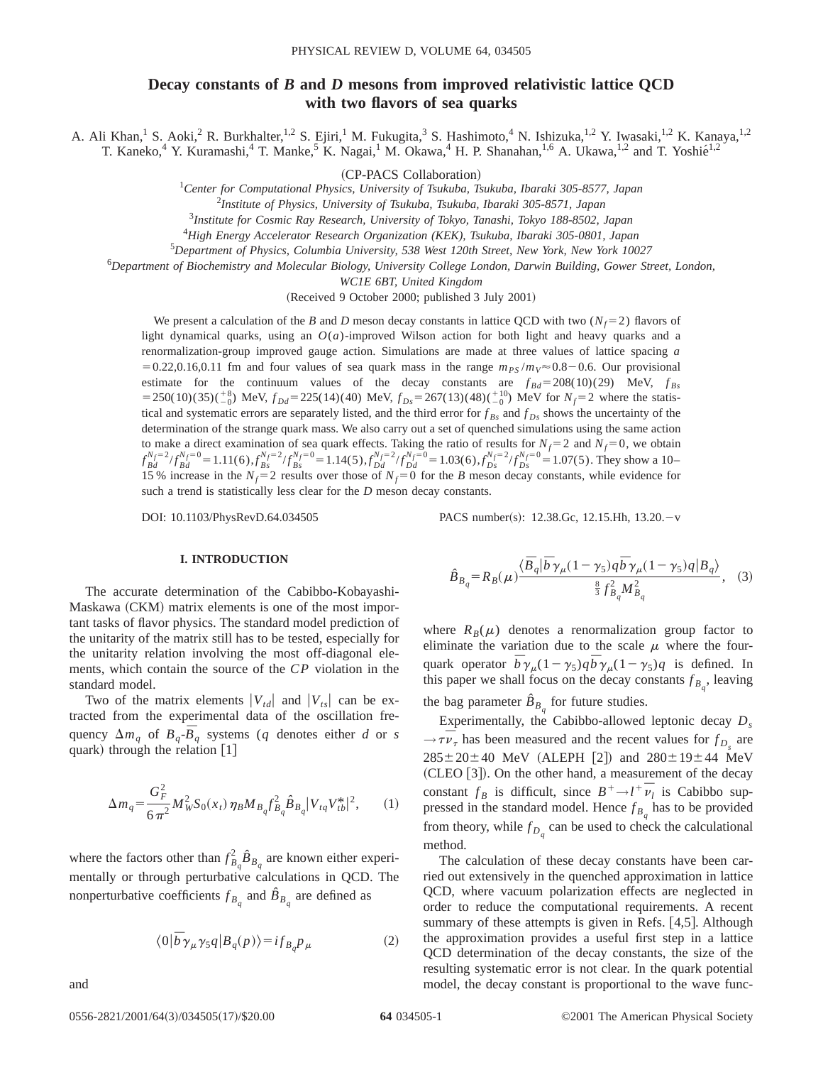# Decay constants of *B* and *D* mesons from improved relativistic lattice QCD with two flavors of sea quarks

A. Ali Khan,[1] S. Aoki,[2] R. Burkhalter,[1,2] S. Ejiri,[1] M. Fukugita,[3] S. Hashimoto,[4] N. Ishizuka,[1,2] Y. Iwasaki,[1,2] K. Kanaya,[1,2] T. Kaneko,[4] Y. Kuramashi,[4] T. Manke,[5] K. Nagai,[1] M. Okawa,[4] H. P. Shanahan,[1,6] A. Ukawa,[1,2] and T. Yoshié[1,2]

(CP-PACS Collaboration)

[1]*Center for Computational Physics, University of Tsukuba, Tsukuba, Ibaraki 305-8577, Japan*

[2]*Institute of Physics, University of Tsukuba, Tsukuba, Ibaraki 305-8571, Japan*

[3]*Institute for Cosmic Ray Research, University of Tokyo, Tanashi, Tokyo 188-8502, Japan*

[4]*High Energy Accelerator Research Organization (KEK), Tsukuba, Ibaraki 305-0801, Japan*

[5]*Department of Physics, Columbia University, 538 West 120th Street, New York, New York 10027*

[6]*Department of Biochemistry and Molecular Biology, University College London, Darwin Building, Gower Street, London, WC1E 6BT, United Kingdom*

(Received 9 October 2000; published 3 July 2001)

We present a calculation of the *B* and *D* meson decay constants in lattice QCD with two ($N_f=2$) flavors of light dynamical quarks, using an $O(a)$-improved Wilson action for both light and heavy quarks and a renormalization-group improved gauge action. Simulations are made at three values of lattice spacing $a=0.22, 0.16, 0.11$ fm and four values of sea quark mass in the range $m_{PS}/m_V \approx 0.8-0.6$. Our provisional estimate for the continuum values of the decay constants are $f_{Bd}=208(10)(29)$ MeV, $f_{Bs}=250(10)(35)(^{+8}_{-0})$ MeV, $f_{Dd}=225(14)(40)$ MeV, $f_{Ds}=267(13)(48)(^{+10}_{-0})$ MeV for $N_f=2$ where the statistical and systematic errors are separately listed, and the third error for $f_{Bs}$ and $f_{Ds}$ shows the uncertainty of the determination of the strange quark mass. We also carry out a set of quenched simulations using the same action to make a direct examination of sea quark effects. Taking the ratio of results for $N_f=2$ and $N_f=0$, we obtain $f_{Bd}^{N_f=2}/f_{Bd}^{N_f=0}=1.11(6)$, $f_{Bs}^{N_f=2}/f_{Bs}^{N_f=0}=1.14(5)$, $f_{Dd}^{N_f=2}/f_{Dd}^{N_f=0}=1.03(6)$, $f_{Ds}^{N_f=2}/f_{Ds}^{N_f=0}=1.07(5)$. They show a 10–15% increase in the $N_f=2$ results over those of $N_f=0$ for the *B* meson decay constants, while evidence for such a trend is statistically less clear for the *D* meson decay constants.

DOI: 10.1103/PhysRevD.64.034505 PACS number(s): 12.38.Gc, 12.15.Hh, 13.20.−v

## I. INTRODUCTION

The accurate determination of the Cabibbo-Kobayashi-Maskawa (CKM) matrix elements is one of the most important tasks of flavor physics. The standard model prediction of the unitarity of the matrix still has to be tested, especially for the unitarity relation involving the most off-diagonal elements, which contain the source of the *CP* violation in the standard model.

Two of the matrix elements $|V_{td}|$ and $|V_{ts}|$ can be extracted from the experimental data of the oscillation frequency $\Delta m_q$ of $B_q$-$\bar{B}_q$ systems ($q$ denotes either $d$ or $s$ quark) through the relation [1]

$$\Delta m_q = \frac{G_F^2}{6\pi^2} M_W^2 S_0(x_t) \eta_B M_{B_q} f_{B_q}^2 \hat{B}_{B_q} |V_{tq} V_{tb}^*|^2, \quad (1)$$

where the factors other than $f_{B_q}^2 \hat{B}_{B_q}$ are known either experimentally or through perturbative calculations in QCD. The nonperturbative coefficients $f_{B_q}$ and $\hat{B}_{B_q}$ are defined as

$$\langle 0 | \bar{b} \gamma_\mu \gamma_5 q | B_q(p) \rangle = i f_{B_q} p_\mu \quad (2)$$

and

$$\hat{B}_{B_q} = R_B(\mu) \frac{\langle \bar{B}_q | \bar{b} \gamma_\mu (1-\gamma_5) q \bar{b} \gamma_\mu (1-\gamma_5) q | B_q \rangle}{\frac{8}{3} f_{B_q}^2 M_{B_q}^2}, \quad (3)$$

where $R_B(\mu)$ denotes a renormalization group factor to eliminate the variation due to the scale $\mu$ where the four-quark operator $\bar{b}\gamma_\mu(1-\gamma_5) q \bar{b} \gamma_\mu (1-\gamma_5) q$ is defined. In this paper we shall focus on the decay constants $f_{B_q}$, leaving the bag parameter $\hat{B}_{B_q}$ for future studies.

Experimentally, the Cabibbo-allowed leptonic decay $D_s \to \tau \bar{\nu}_\tau$ has been measured and the recent values for $f_{D_s}$ are $285 \pm 20 \pm 40$ MeV (ALEPH [2]) and $280 \pm 19 \pm 44$ MeV (CLEO [3]). On the other hand, a measurement of the decay constant $f_B$ is difficult, since $B^+ \to l^+ \bar{\nu}_l$ is Cabibbo suppressed in the standard model. Hence $f_{B_q}$ has to be provided from theory, while $f_{D_q}$ can be used to check the calculational method.

The calculation of these decay constants have been carried out extensively in the quenched approximation in lattice QCD, where vacuum polarization effects are neglected in order to reduce the computational requirements. A recent summary of these attempts is given in Refs. [4,5]. Although the approximation provides a useful first step in a lattice QCD determination of the decay constants, the size of the resulting systematic error is not clear. In the quark potential model, the decay constant is proportional to the wave func-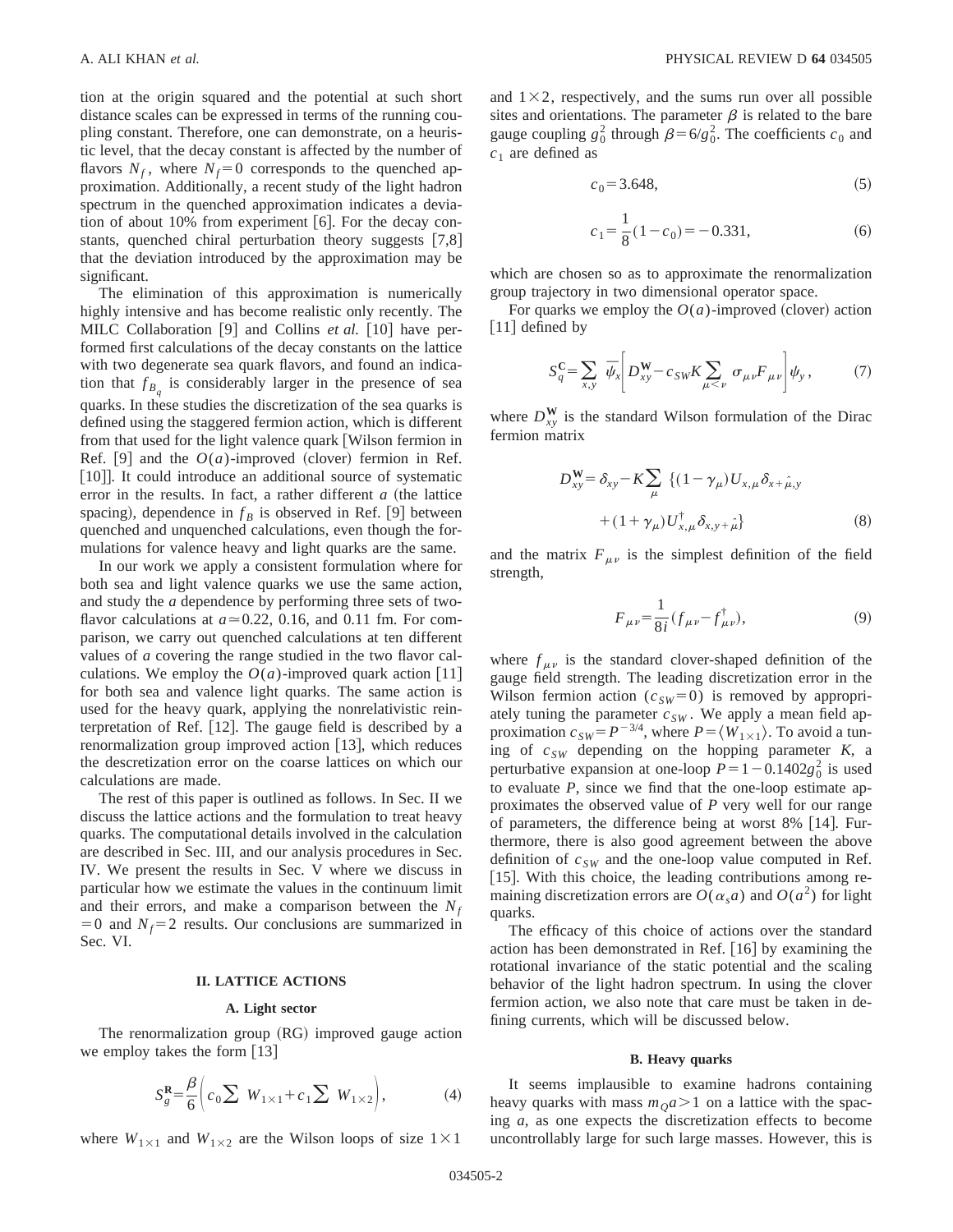tion at the origin squared and the potential at such short distance scales can be expressed in terms of the running coupling constant. Therefore, one can demonstrate, on a heuristic level, that the decay constant is affected by the number of flavors $N_f$, where $N_f=0$ corresponds to the quenched approximation. Additionally, a recent study of the light hadron spectrum in the quenched approximation indicates a deviation of about 10% from experiment [6]. For the decay constants, quenched chiral perturbation theory suggests [7,8] that the deviation introduced by the approximation may be significant.

The elimination of this approximation is numerically highly intensive and has become realistic only recently. The MILC Collaboration [9] and Collins *et al.* [10] have performed first calculations of the decay constants on the lattice with two degenerate sea quark flavors, and found an indication that $f_{B_q}$ is considerably larger in the presence of sea quarks. In these studies the discretization of the sea quarks is defined using the staggered fermion action, which is different from that used for the light valence quark [Wilson fermion in Ref. [9] and the $O(a)$-improved (clover) fermion in Ref. [10]]. It could introduce an additional source of systematic error in the results. In fact, a rather different $a$ (the lattice spacing), dependence in $f_B$ is observed in Ref. [9] between quenched and unquenched calculations, even though the formulations for valence heavy and light quarks are the same.

In our work we apply a consistent formulation where for both sea and light valence quarks we use the same action, and study the $a$ dependence by performing three sets of two-flavor calculations at $a\simeq 0.22$, 0.16, and 0.11 fm. For comparison, we carry out quenched calculations at ten different values of $a$ covering the range studied in the two flavor calculations. We employ the $O(a)$-improved quark action [11] for both sea and valence light quarks. The same action is used for the heavy quark, applying the nonrelativistic reinterpretation of Ref. [12]. The gauge field is described by a renormalization group improved action [13], which reduces the descretization error on the coarse lattices on which our calculations are made.

The rest of this paper is outlined as follows. In Sec. II we discuss the lattice actions and the formulation to treat heavy quarks. The computational details involved in the calculation are described in Sec. III, and our analysis procedures in Sec. IV. We present the results in Sec. V where we discuss in particular how we estimate the values in the continuum limit and their errors, and make a comparison between the $N_f=0$ and $N_f=2$ results. Our conclusions are summarized in Sec. VI.

## II. LATTICE ACTIONS

### A. Light sector

The renormalization group (RG) improved gauge action we employ takes the form [13]

$$S_g^{\mathbf{R}}=\frac{\beta}{6}\left(c_0\sum W_{1\times 1}+c_1\sum W_{1\times 2}\right), \tag{4}$$

where $W_{1\times 1}$ and $W_{1\times 2}$ are the Wilson loops of size $1\times 1$ and $1\times 2$, respectively, and the sums run over all possible sites and orientations. The parameter $\beta$ is related to the bare gauge coupling $g_0^2$ through $\beta=6/g_0^2$. The coefficients $c_0$ and $c_1$ are defined as

$$c_0=3.648, \tag{5}$$

$$c_1=\frac{1}{8}(1-c_0)=-0.331, \tag{6}$$

which are chosen so as to approximate the renormalization group trajectory in two dimensional operator space.

For quarks we employ the $O(a)$-improved (clover) action [11] defined by

$$S_q^{\mathbf{C}}=\sum_{x,y}\bar{\psi}_x\left[D_{xy}^{\mathbf{W}}-c_{SW}K\sum_{\mu<\nu}\sigma_{\mu\nu}F_{\mu\nu}\right]\psi_y, \tag{7}$$

where $D_{xy}^{\mathbf{W}}$ is the standard Wilson formulation of the Dirac fermion matrix

$$D_{xy}^{\mathbf{W}}=\delta_{xy}-K\sum_{\mu}\{(1-\gamma_\mu)U_{x,\mu}\delta_{x+\hat{\mu},y}+(1+\gamma_\mu)U_{x,\mu}^{\dagger}\delta_{x,y+\hat{\mu}}\} \tag{8}$$

and the matrix $F_{\mu\nu}$ is the simplest definition of the field strength,

$$F_{\mu\nu}=\frac{1}{8i}(f_{\mu\nu}-f_{\mu\nu}^{\dagger}), \tag{9}$$

where $f_{\mu\nu}$ is the standard clover-shaped definition of the gauge field strength. The leading discretization error in the Wilson fermion action ($c_{SW}=0$) is removed by appropriately tuning the parameter $c_{SW}$. We apply a mean field approximation $c_{SW}=P^{-3/4}$, where $P=\langle W_{1\times 1}\rangle$. To avoid a tuning of $c_{SW}$ depending on the hopping parameter $K$, a perturbative expansion at one-loop $P=1-0.1402g_0^2$ is used to evaluate $P$, since we find that the one-loop estimate approximates the observed value of $P$ very well for our range of parameters, the difference being at worst 8% [14]. Furthermore, there is also good agreement between the above definition of $c_{SW}$ and the one-loop value computed in Ref. [15]. With this choice, the leading contributions among remaining discretization errors are $O(\alpha_s a)$ and $O(a^2)$ for light quarks.

The efficacy of this choice of actions over the standard action has been demonstrated in Ref. [16] by examining the rotational invariance of the static potential and the scaling behavior of the light hadron spectrum. In using the clover fermion action, we also note that care must be taken in defining currents, which will be discussed below.

### B. Heavy quarks

It seems implausible to examine hadrons containing heavy quarks with mass $m_Q a>1$ on a lattice with the spacing $a$, as one expects the discretization effects to become uncontrollably large for such large masses. However, this is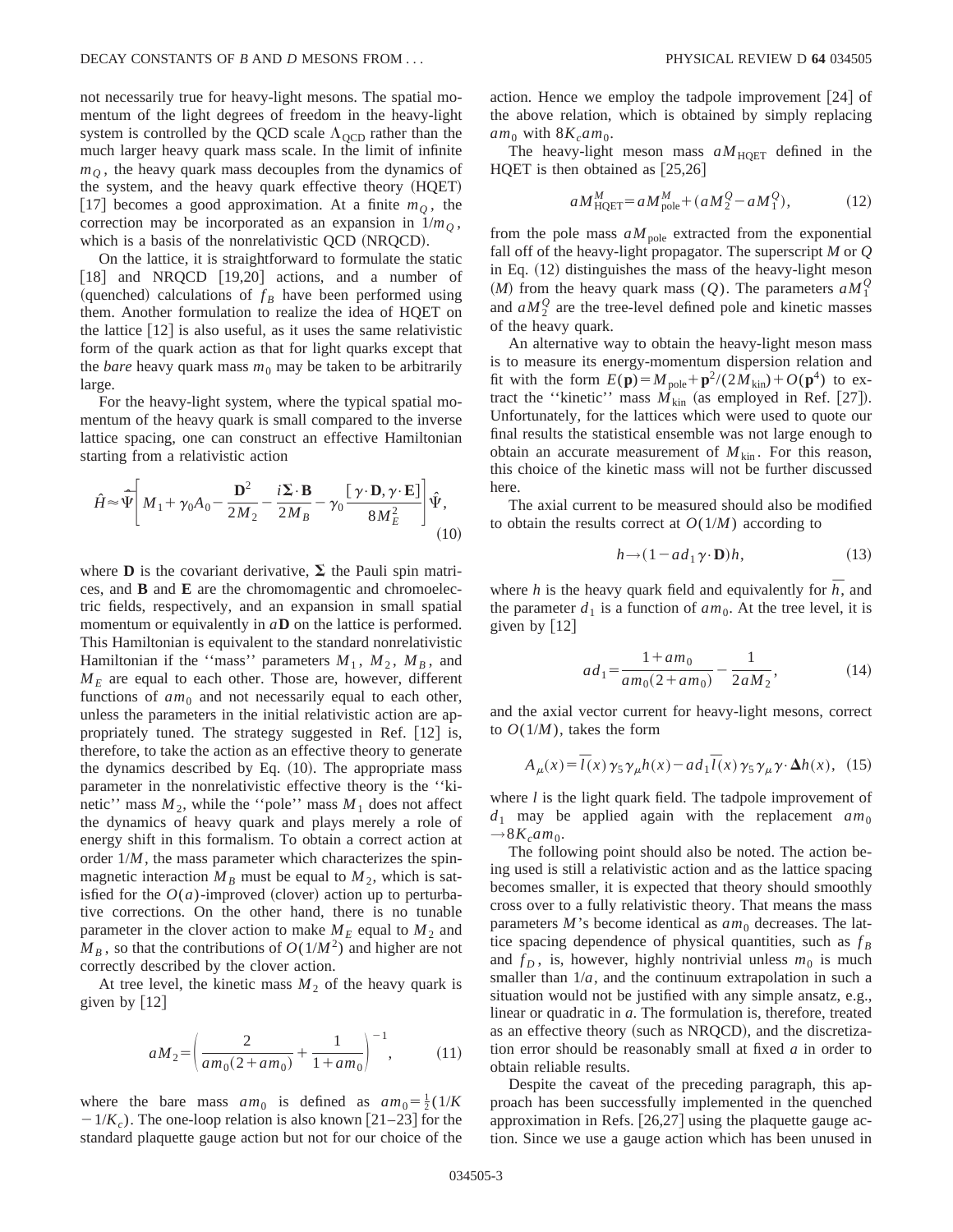not necessarily true for heavy-light mesons. The spatial momentum of the light degrees of freedom in the heavy-light system is controlled by the QCD scale $\Lambda_{\rm QCD}$ rather than the much larger heavy quark mass scale. In the limit of infinite $m_Q$, the heavy quark mass decouples from the dynamics of the system, and the heavy quark effective theory (HQET) [17] becomes a good approximation. At a finite $m_Q$, the correction may be incorporated as an expansion in $1/m_Q$, which is a basis of the nonrelativistic QCD (NRQCD).

On the lattice, it is straightforward to formulate the static [18] and NRQCD [19,20] actions, and a number of (quenched) calculations of $f_B$ have been performed using them. Another formulation to realize the idea of HQET on the lattice [12] is also useful, as it uses the same relativistic form of the quark action as that for light quarks except that the *bare* heavy quark mass $m_0$ may be taken to be arbitrarily large.

For the heavy-light system, where the typical spatial momentum of the heavy quark is small compared to the inverse lattice spacing, one can construct an effective Hamiltonian starting from a relativistic action

$$\hat{H} \approx \hat{\bar{\Psi}}\left[ M_1 + \gamma_0 A_0 - \frac{\mathbf{D}^2}{2M_2} - \frac{i\mathbf{\Sigma}\cdot\mathbf{B}}{2M_B} - \gamma_0 \frac{[\gamma\cdot\mathbf{D}, \gamma\cdot\mathbf{E}]}{8M_E^2}\right]\hat{\Psi}, \tag{10}$$

where $\mathbf{D}$ is the covariant derivative, $\mathbf{\Sigma}$ the Pauli spin matrices, and $\mathbf{B}$ and $\mathbf{E}$ are the chromomagentic and chromoelectric fields, respectively, and an expansion in small spatial momentum or equivalently in $a\mathbf{D}$ on the lattice is performed. This Hamiltonian is equivalent to the standard nonrelativistic Hamiltonian if the "mass" parameters $M_1$, $M_2$, $M_B$, and $M_E$ are equal to each other. Those are, however, different functions of $am_0$ and not necessarily equal to each other, unless the parameters in the initial relativistic action are appropriately tuned. The strategy suggested in Ref. [12] is, therefore, to take the action as an effective theory to generate the dynamics described by Eq. (10). The appropriate mass parameter in the nonrelativistic effective theory is the "kinetic" mass $M_2$, while the "pole" mass $M_1$ does not affect the dynamics of heavy quark and plays merely a role of energy shift in this formalism. To obtain a correct action at order $1/M$, the mass parameter which characterizes the spin-magnetic interaction $M_B$ must be equal to $M_2$, which is satisfied for the $O(a)$-improved (clover) action up to perturbative corrections. On the other hand, there is no tunable parameter in the clover action to make $M_E$ equal to $M_2$ and $M_B$, so that the contributions of $O(1/M^2)$ and higher are not correctly described by the clover action.

At tree level, the kinetic mass $M_2$ of the heavy quark is given by [12]

$$aM_2 = \left( \frac{2}{am_0(2+am_0)} + \frac{1}{1+am_0}\right)^{-1}, \tag{11}$$

where the bare mass $am_0$ is defined as $am_0 = \frac{1}{2}(1/K - 1/K_c)$. The one-loop relation is also known [21–23] for the standard plaquette gauge action but not for our choice of the action. Hence we employ the tadpole improvement [24] of the above relation, which is obtained by simply replacing $am_0$ with $8K_c am_0$.

The heavy-light meson mass $aM_{\rm HQET}$ defined in the HQET is then obtained as [25,26]

$$aM^M_{\rm HQET} = aM^M_{\rm pole} + (aM^Q_2 - aM^Q_1), \tag{12}$$

from the pole mass $aM_{\rm pole}$ extracted from the exponential fall off of the heavy-light propagator. The superscript $M$ or $Q$ in Eq. (12) distinguishes the mass of the heavy-light meson ($M$) from the heavy quark mass ($Q$). The parameters $aM^Q_1$ and $aM^Q_2$ are the tree-level defined pole and kinetic masses of the heavy quark.

An alternative way to obtain the heavy-light meson mass is to measure its energy-momentum dispersion relation and fit with the form $E(\mathbf{p}) = M_{\rm pole} + \mathbf{p}^2/(2M_{\rm kin}) + O(\mathbf{p}^4)$ to extract the "kinetic" mass $M_{\rm kin}$ (as employed in Ref. [27]). Unfortunately, for the lattices which were used to quote our final results the statistical ensemble was not large enough to obtain an accurate measurement of $M_{\rm kin}$. For this reason, this choice of the kinetic mass will not be further discussed here.

The axial current to be measured should also be modified to obtain the results correct at $O(1/M)$ according to

$$h \to (1 - ad_1 \gamma\cdot\mathbf{D})h, \tag{13}$$

where $h$ is the heavy quark field and equivalently for $\bar{h}$, and the parameter $d_1$ is a function of $am_0$. At the tree level, it is given by [12]

$$ad_1 = \frac{1+am_0}{am_0(2+am_0)} - \frac{1}{2aM_2}, \tag{14}$$

and the axial vector current for heavy-light mesons, correct to $O(1/M)$, takes the form

$$A_\mu(x) = \bar{l}(x)\gamma_5\gamma_\mu h(x) - ad_1 \bar{l}(x)\gamma_5\gamma_\mu \gamma\cdot\mathbf{\Delta} h(x), \tag{15}$$

where $l$ is the light quark field. The tadpole improvement of $d_1$ may be applied again with the replacement $am_0 \to 8K_c am_0$.

The following point should also be noted. The action being used is still a relativistic action and as the lattice spacing becomes smaller, it is expected that theory should smoothly cross over to a fully relativistic theory. That means the mass parameters $M$'s become identical as $am_0$ decreases. The lattice spacing dependence of physical quantities, such as $f_B$ and $f_D$, is, however, highly nontrivial unless $m_0$ is much smaller than $1/a$, and the continuum extrapolation in such a situation would not be justified with any simple ansatz, e.g., linear or quadratic in $a$. The formulation is, therefore, treated as an effective theory (such as NRQCD), and the discretization error should be reasonably small at fixed $a$ in order to obtain reliable results.

Despite the caveat of the preceding paragraph, this approach has been successfully implemented in the quenched approximation in Refs. [26,27] using the plaquette gauge action. Since we use a gauge action which has been unused in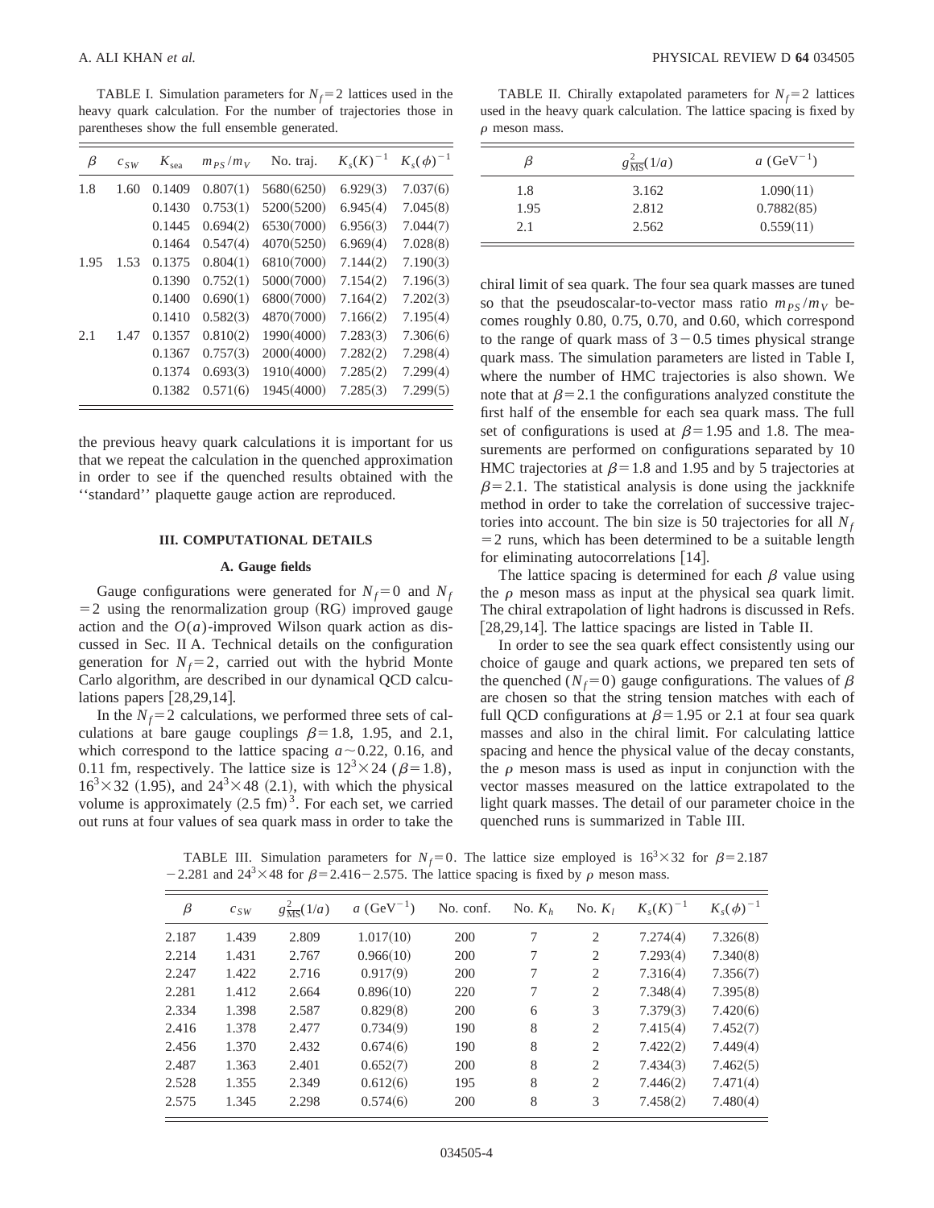TABLE I. Simulation parameters for $N_f=2$ lattices used in the heavy quark calculation. For the number of trajectories those in parentheses show the full ensemble generated.

| $\beta$ | $c_{SW}$ | $K_{\rm sea}$ | $m_{PS}/m_V$ | No. traj. | $K_s(K)^{-1}$ | $K_s(\phi)^{-1}$ |
|---|---|---|---|---|---|---|
| 1.8 | 1.60 | 0.1409 | 0.807(1) | 5680(6250) | 6.929(3) | 7.037(6) |
| | | 0.1430 | 0.753(1) | 5200(5200) | 6.945(4) | 7.045(8) |
| | | 0.1445 | 0.694(2) | 6530(7000) | 6.956(3) | 7.044(7) |
| | | 0.1464 | 0.547(4) | 4070(5250) | 6.969(4) | 7.028(8) |
| 1.95 | 1.53 | 0.1375 | 0.804(1) | 6810(7000) | 7.144(2) | 7.190(3) |
| | | 0.1390 | 0.752(1) | 5000(7000) | 7.154(2) | 7.196(3) |
| | | 0.1400 | 0.690(1) | 6800(7000) | 7.164(2) | 7.202(3) |
| | | 0.1410 | 0.582(3) | 4870(7000) | 7.166(2) | 7.195(4) |
| 2.1 | 1.47 | 0.1357 | 0.810(2) | 1990(4000) | 7.283(3) | 7.306(6) |
| | | 0.1367 | 0.757(3) | 2000(4000) | 7.282(2) | 7.298(4) |
| | | 0.1374 | 0.693(3) | 1910(4000) | 7.285(2) | 7.299(4) |
| | | 0.1382 | 0.571(6) | 1945(4000) | 7.285(3) | 7.299(5) |

the previous heavy quark calculations it is important for us that we repeat the calculation in the quenched approximation in order to see if the quenched results obtained with the ''standard'' plaquette gauge action are reproduced.

## III. COMPUTATIONAL DETAILS

### A. Gauge fields

Gauge configurations were generated for $N_f=0$ and $N_f=2$ using the renormalization group (RG) improved gauge action and the $O(a)$-improved Wilson quark action as discussed in Sec. II A. Technical details on the configuration generation for $N_f=2$, carried out with the hybrid Monte Carlo algorithm, are described in our dynamical QCD calculations papers [28,29,14].

In the $N_f=2$ calculations, we performed three sets of calculations at bare gauge couplings $\beta=1.8$, 1.95, and 2.1, which correspond to the lattice spacing $a\sim 0.22$, 0.16, and 0.11 fm, respectively. The lattice size is $12^3\times 24$ ($\beta=1.8$), $16^3\times 32$ (1.95), and $24^3\times 48$ (2.1), with which the physical volume is approximately $(2.5\ \text{fm})^3$. For each set, we carried out runs at four values of sea quark mass in order to take the chiral limit of sea quark. The four sea quark masses are tuned so that the pseudoscalar-to-vector mass ratio $m_{PS}/m_V$ becomes roughly 0.80, 0.75, 0.70, and 0.60, which correspond to the range of quark mass of $3-0.5$ times physical strange quark mass. The simulation parameters are listed in Table I, where the number of HMC trajectories is also shown. We note that at $\beta=2.1$ the configurations analyzed constitute the first half of the ensemble for each sea quark mass. The full set of configurations is used at $\beta=1.95$ and 1.8. The measurements are performed on configurations separated by 10 HMC trajectories at $\beta=1.8$ and 1.95 and by 5 trajectories at $\beta=2.1$. The statistical analysis is done using the jackknife method in order to take the correlation of successive trajectories into account. The bin size is 50 trajectories for all $N_f=2$ runs, which has been determined to be a suitable length for eliminating autocorrelations [14].

TABLE II. Chirally extapolated parameters for $N_f=2$ lattices used in the heavy quark calculation. The lattice spacing is fixed by $\rho$ meson mass.

| $\beta$ | $g^2_{\overline{\rm MS}}(1/a)$ | $a$ (GeV$^{-1}$) |
|---|---|---|
| 1.8 | 3.162 | 1.090(11) |
| 1.95 | 2.812 | 0.7882(85) |
| 2.1 | 2.562 | 0.559(11) |

The lattice spacing is determined for each $\beta$ value using the $\rho$ meson mass as input at the physical sea quark limit. The chiral extrapolation of light hadrons is discussed in Refs. [28,29,14]. The lattice spacings are listed in Table II.

In order to see the sea quark effect consistently using our choice of gauge and quark actions, we prepared ten sets of the quenched ($N_f=0$) gauge configurations. The values of $\beta$ are chosen so that the string tension matches with each of full QCD configurations at $\beta=1.95$ or 2.1 at four sea quark masses and also in the chiral limit. For calculating lattice spacing and hence the physical value of the decay constants, the $\rho$ meson mass is used as input in conjunction with the vector masses measured on the lattice extrapolated to the light quark masses. The detail of our parameter choice in the quenched runs is summarized in Table III.

TABLE III. Simulation parameters for $N_f=0$. The lattice size employed is $16^3\times 32$ for $\beta=2.187-2.281$ and $24^3\times 48$ for $\beta=2.416-2.575$. The lattice spacing is fixed by $\rho$ meson mass.

| $\beta$ | $c_{SW}$ | $g^2_{\overline{\rm MS}}(1/a)$ | $a$ (GeV$^{-1}$) | No. conf. | No. $K_h$ | No. $K_l$ | $K_s(K)^{-1}$ | $K_s(\phi)^{-1}$ |
|---|---|---|---|---|---|---|---|---|
| 2.187 | 1.439 | 2.809 | 1.017(10) | 200 | 7 | 2 | 7.274(4) | 7.326(8) |
| 2.214 | 1.431 | 2.767 | 0.966(10) | 200 | 7 | 2 | 7.293(4) | 7.340(8) |
| 2.247 | 1.422 | 2.716 | 0.917(9) | 200 | 7 | 2 | 7.316(4) | 7.356(7) |
| 2.281 | 1.412 | 2.664 | 0.896(10) | 220 | 7 | 2 | 7.348(4) | 7.395(8) |
| 2.334 | 1.398 | 2.587 | 0.829(8) | 200 | 6 | 3 | 7.379(3) | 7.420(6) |
| 2.416 | 1.378 | 2.477 | 0.734(9) | 190 | 8 | 2 | 7.415(4) | 7.452(7) |
| 2.456 | 1.370 | 2.432 | 0.674(6) | 190 | 8 | 2 | 7.422(2) | 7.449(4) |
| 2.487 | 1.363 | 2.401 | 0.652(7) | 200 | 8 | 2 | 7.434(3) | 7.462(5) |
| 2.528 | 1.355 | 2.349 | 0.612(6) | 195 | 8 | 2 | 7.446(2) | 7.471(4) |
| 2.575 | 1.345 | 2.298 | 0.574(6) | 200 | 8 | 3 | 7.458(2) | 7.480(4) |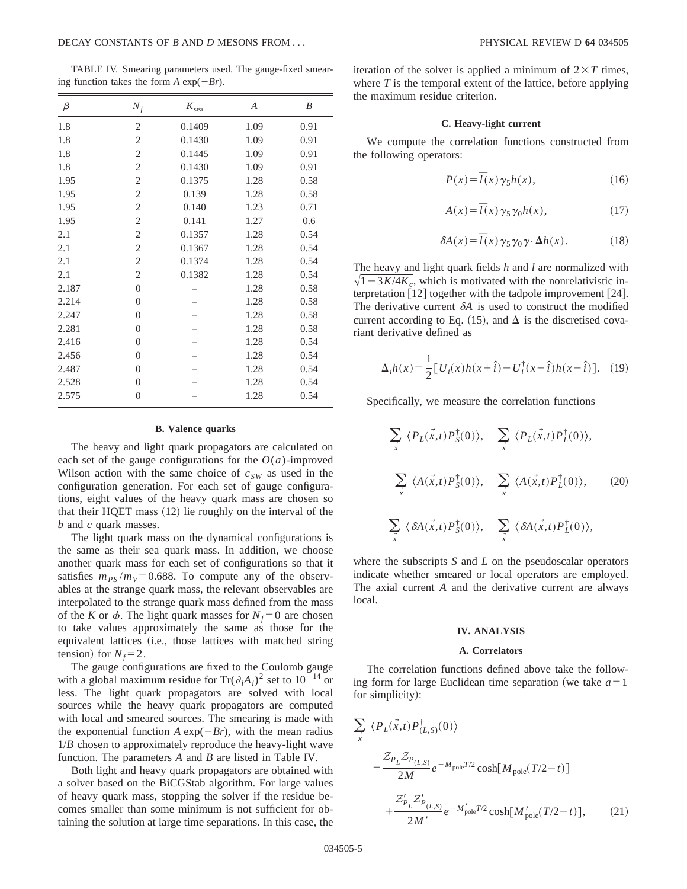TABLE IV. Smearing parameters used. The gauge-fixed smearing function takes the form $A \exp(-Br)$.

| $\beta$ | $N_f$ | $K_{\rm sea}$ | $A$ | $B$ |
|---|---|---|---|---|
| 1.8 | 2 | 0.1409 | 1.09 | 0.91 |
| 1.8 | 2 | 0.1430 | 1.09 | 0.91 |
| 1.8 | 2 | 0.1445 | 1.09 | 0.91 |
| 1.8 | 2 | 0.1430 | 1.09 | 0.91 |
| 1.95 | 2 | 0.1375 | 1.28 | 0.58 |
| 1.95 | 2 | 0.139 | 1.28 | 0.58 |
| 1.95 | 2 | 0.140 | 1.23 | 0.71 |
| 1.95 | 2 | 0.141 | 1.27 | 0.6 |
| 2.1 | 2 | 0.1357 | 1.28 | 0.54 |
| 2.1 | 2 | 0.1367 | 1.28 | 0.54 |
| 2.1 | 2 | 0.1374 | 1.28 | 0.54 |
| 2.1 | 2 | 0.1382 | 1.28 | 0.54 |
| 2.187 | 0 | – | 1.28 | 0.58 |
| 2.214 | 0 | – | 1.28 | 0.58 |
| 2.247 | 0 | – | 1.28 | 0.58 |
| 2.281 | 0 | – | 1.28 | 0.58 |
| 2.416 | 0 | – | 1.28 | 0.54 |
| 2.456 | 0 | – | 1.28 | 0.54 |
| 2.487 | 0 | – | 1.28 | 0.54 |
| 2.528 | 0 | – | 1.28 | 0.54 |
| 2.575 | 0 | – | 1.28 | 0.54 |

### B. Valence quarks

The heavy and light quark propagators are calculated on each set of the gauge configurations for the $O(a)$-improved Wilson action with the same choice of $c_{SW}$ as used in the configuration generation. For each set of gauge configurations, eight values of the heavy quark mass are chosen so that their HQET mass (12) lie roughly on the interval of the $b$ and $c$ quark masses.

The light quark mass on the dynamical configurations is the same as their sea quark mass. In addition, we choose another quark mass for each set of configurations so that it satisfies $m_{PS}/m_V = 0.688$. To compute any of the observables at the strange quark mass, the relevant observables are interpolated to the strange quark mass defined from the mass of the $K$ or $\phi$. The light quark masses for $N_f = 0$ are chosen to take values approximately the same as those for the equivalent lattices (i.e., those lattices with matched string tension) for $N_f = 2$.

The gauge configurations are fixed to the Coulomb gauge with a global maximum residue for $\mathrm{Tr}(\partial_i A_i)^2$ set to $10^{-14}$ or less. The light quark propagators are solved with local sources while the heavy quark propagators are computed with local and smeared sources. The smearing is made with the exponential function $A \exp(-Br)$, with the mean radius $1/B$ chosen to approximately reproduce the heavy-light wave function. The parameters $A$ and $B$ are listed in Table IV.

Both light and heavy quark propagators are obtained with a solver based on the BiCGStab algorithm. For large values of heavy quark mass, stopping the solver if the residue becomes smaller than some minimum is not sufficient for obtaining the solution at large time separations. In this case, the iteration of the solver is applied a minimum of $2 \times T$ times, where $T$ is the temporal extent of the lattice, before applying the maximum residue criterion.

### C. Heavy-light current

We compute the correlation functions constructed from the following operators:

$$P(x) = \bar{l}(x)\gamma_5 h(x), \tag{16}$$

$$A(x) = \bar{l}(x)\gamma_5\gamma_0 h(x), \tag{17}$$

$$\delta A(x) = \bar{l}(x)\gamma_5\gamma_0 \boldsymbol{\gamma}\cdot\boldsymbol{\Delta} h(x). \tag{18}$$

The heavy and light quark fields $h$ and $l$ are normalized with $\sqrt{1-3K/4K_c}$, which is motivated with the nonrelativistic interpretation [12] together with the tadpole improvement [24]. The derivative current $\delta A$ is used to construct the modified current according to Eq. (15), and $\Delta$ is the discretised covariant derivative defined as

$$\Delta_i h(x) = \frac{1}{2}[U_i(x)h(x+\hat{i}) - U_i^\dagger(x-\hat{i})h(x-\hat{i})]. \tag{19}$$

Specifically, we measure the correlation functions

$$\sum_{\vec{x}} \langle P_L(\vec{x},t)P_S^\dagger(0)\rangle, \quad \sum_{\vec{x}} \langle P_L(\vec{x},t)P_L^\dagger(0)\rangle,$$

$$\sum_{\vec{x}} \langle A(\vec{x},t)P_S^\dagger(0)\rangle, \quad \sum_{\vec{x}} \langle A(\vec{x},t)P_L^\dagger(0)\rangle, \tag{20}$$

$$\sum_{\vec{x}} \langle \delta A(\vec{x},t)P_S^\dagger(0)\rangle, \quad \sum_{\vec{x}} \langle \delta A(\vec{x},t)P_L^\dagger(0)\rangle,$$

where the subscripts $S$ and $L$ on the pseudoscalar operators indicate whether smeared or local operators are employed. The axial current $A$ and the derivative current are always local.

## IV. ANALYSIS

### A. Correlators

The correlation functions defined above take the following form for large Euclidean time separation (we take $a=1$ for simplicity):

$$\begin{aligned}
&\sum_{\vec{x}} \langle P_L(\vec{x},t)P_{(L,S)}^\dagger(0)\rangle \\
&= \frac{\mathcal{Z}_{P_L}\mathcal{Z}_{P_{(L,S)}}}{2M} e^{-M_{\rm pole}T/2}\cosh[M_{\rm pole}(T/2-t)] \\
&\quad + \frac{\mathcal{Z}'_{P_L}\mathcal{Z}'_{P_{(L,S)}}}{2M'} e^{-M'_{\rm pole}T/2}\cosh[M'_{\rm pole}(T/2-t)],
\end{aligned} \tag{21}$$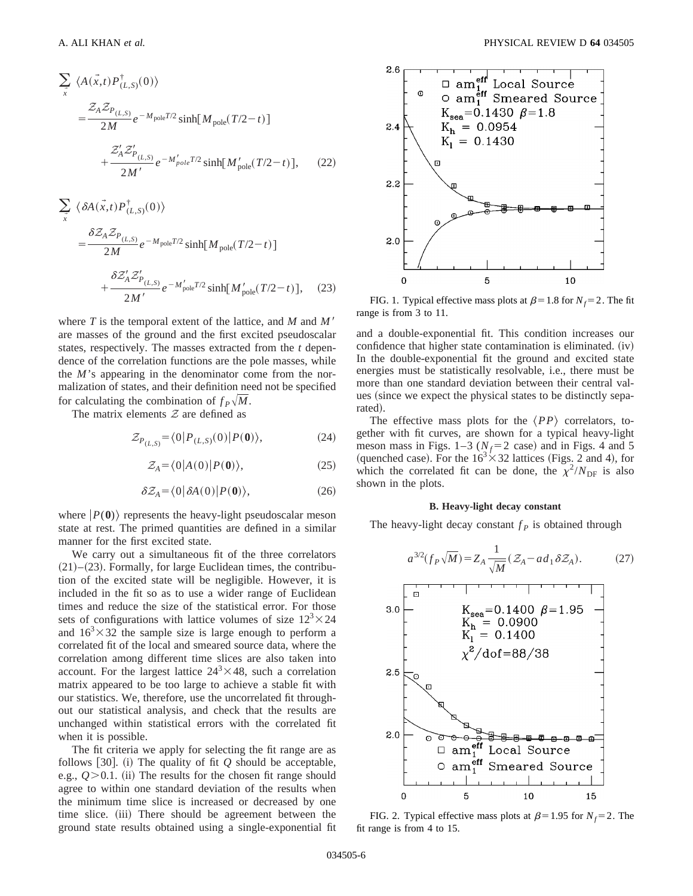$$\sum_{\vec{x}} \langle A(\vec{x},t) P^{\dagger}_{(L,S)}(0)\rangle = \frac{\mathcal{Z}_A \mathcal{Z}_{P_{(L,S)}}}{2M} e^{-M_{\rm pole}T/2} \sinh[M_{\rm pole}(T/2-t)] + \frac{\mathcal{Z}'_A \mathcal{Z}'_{P_{(L,S)}}}{2M'} e^{-M'_{pole}T/2} \sinh[M'_{\rm pole}(T/2-t)], \quad (22)$$

$$\sum_{\vec{x}} \langle \delta A(\vec{x},t) P^{\dagger}_{(L,S)}(0)\rangle = \frac{\delta \mathcal{Z}_A \mathcal{Z}_{P_{(L,S)}}}{2M} e^{-M_{\rm pole}T/2} \sinh[M_{\rm pole}(T/2-t)] + \frac{\delta \mathcal{Z}'_A \mathcal{Z}'_{P_{(L,S)}}}{2M'} e^{-M'_{\rm pole}T/2} \sinh[M'_{\rm pole}(T/2-t)], \quad (23)$$

where $T$ is the temporal extent of the lattice, and $M$ and $M'$ are masses of the ground and the first excited pseudoscalar states, respectively. The masses extracted from the $t$ dependence of the correlation functions are the pole masses, while the $M$'s appearing in the denominator come from the normalization of states, and their definition need not be specified for calculating the combination of $f_P\sqrt{M}$.

The matrix elements $\mathcal{Z}$ are defined as

$$\mathcal{Z}_{P_{(L,S)}} = \langle 0|P_{(L,S)}(0)|P(\mathbf{0})\rangle, \quad (24)$$

$$\mathcal{Z}_A = \langle 0|A(0)|P(\mathbf{0})\rangle, \quad (25)$$

$$\delta\mathcal{Z}_A = \langle 0|\delta A(0)|P(\mathbf{0})\rangle, \quad (26)$$

where $|P(\mathbf{0})\rangle$ represents the heavy-light pseudoscalar meson state at rest. The primed quantities are defined in a similar manner for the first excited state.

We carry out a simultaneous fit of the three correlators (21)–(23). Formally, for large Euclidean times, the contribution of the excited state will be negligible. However, it is included in the fit so as to use a wider range of Euclidean times and reduce the size of the statistical error. For those sets of configurations with lattice volumes of size $12^3\times 24$ and $16^3\times 32$ the sample size is large enough to perform a correlated fit of the local and smeared source data, where the correlation among different time slices are also taken into account. For the largest lattice $24^3\times 48$, such a correlation matrix appeared to be too large to achieve a stable fit with our statistics. We, therefore, use the uncorrelated fit throughout our statistical analysis, and check that the results are unchanged within statistical errors with the correlated fit when it is possible.

The fit criteria we apply for selecting the fit range are as follows [30]. (i) The quality of fit $Q$ should be acceptable, e.g., $Q>0.1$. (ii) The results for the chosen fit range should agree to within one standard deviation of the results when the minimum time slice is increased or decreased by one time slice. (iii) There should be agreement between the ground state results obtained using a single-exponential fit and a double-exponential fit. This condition increases our confidence that higher state contamination is eliminated. (iv) In the double-exponential fit the ground and excited state energies must be statistically resolvable, i.e., there must be more than one standard deviation between their central values (since we expect the physical states to be distinctly separated).

The effective mass plots for the $\langle PP\rangle$ correlators, together with fit curves, are shown for a typical heavy-light meson mass in Figs. 1–3 ($N_f=2$ case) and in Figs. 4 and 5 (quenched case). For the $16^3\times 32$ lattices (Figs. 2 and 4), for which the correlated fit can be done, the $\chi^2/N_{\rm DF}$ is also shown in the plots.

FIG. 1. Typical effective mass plots at $\beta=1.8$ for $N_f=2$. The fit range is from 3 to 11.

FIG. 2. Typical effective mass plots at $\beta=1.95$ for $N_f=2$. The fit range is from 4 to 15.

### B. Heavy-light decay constant

The heavy-light decay constant $f_P$ is obtained through

$$a^{3/2}(f_P\sqrt{M}) = Z_A \frac{1}{\sqrt{M}}(\mathcal{Z}_A - a d_1 \delta\mathcal{Z}_A). \quad (27)$$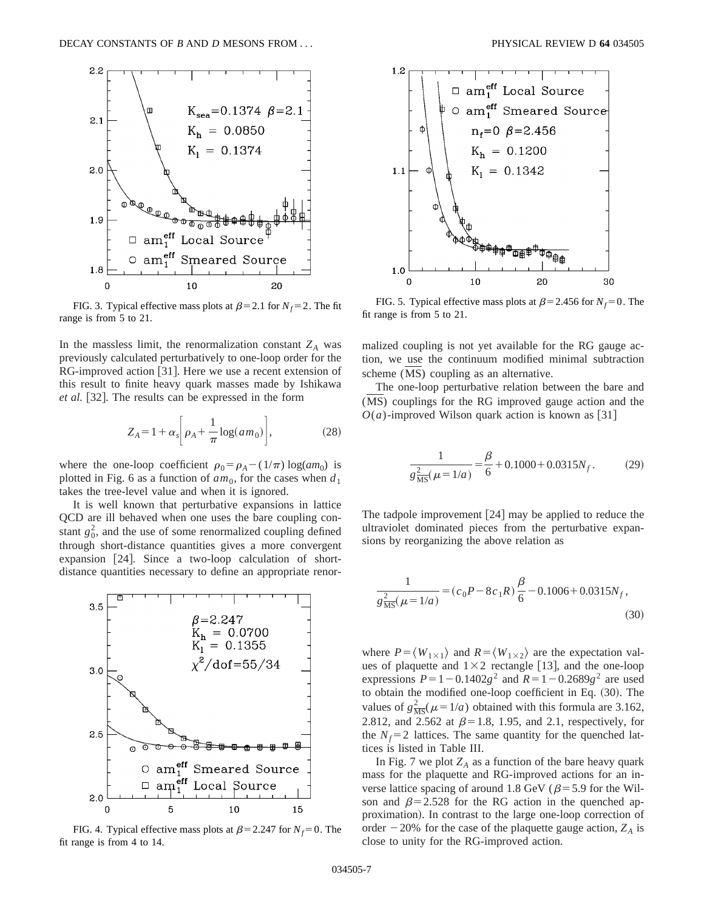FIG. 3. Typical effective mass plots at $\beta=2.1$ for $N_f=2$. The fit range is from 5 to 21.

In the massless limit, the renormalization constant $Z_A$ was previously calculated perturbatively to one-loop order for the RG-improved action [31]. Here we use a recent extension of this result to finite heavy quark masses made by Ishikawa *et al.* [32]. The results can be expressed in the form

$$Z_A = 1 + \alpha_s \left[ \rho_A + \frac{1}{\pi} \log(am_0) \right], \tag{28}$$

where the one-loop coefficient $\rho_0 = \rho_A - (1/\pi)\log(am_0)$ is plotted in Fig. 6 as a function of $am_0$, for the cases when $d_1$ takes the tree-level value and when it is ignored.

It is well known that perturbative expansions in lattice QCD are ill behaved when one uses the bare coupling constant $g_0^2$, and the use of some renormalized coupling defined through short-distance quantities gives a more convergent expansion [24]. Since a two-loop calculation of short-distance quantities necessary to define an appropriate renormalized coupling is not yet available for the RG gauge action, we use the continuum modified minimal subtraction scheme ($\overline{\mathrm{MS}}$) coupling as an alternative.

FIG. 4. Typical effective mass plots at $\beta=2.247$ for $N_f=0$. The fit range is from 4 to 14.

FIG. 5. Typical effective mass plots at $\beta=2.456$ for $N_f=0$. The fit range is from 5 to 21.

The one-loop perturbative relation between the bare and ($\overline{\mathrm{MS}}$) couplings for the RG improved gauge action and the $O(a)$-improved Wilson quark action is known as [31]

$$\frac{1}{g^2_{\overline{\mathrm{MS}}}(\mu=1/a)} = \frac{\beta}{6} + 0.1000 + 0.0315 N_f. \tag{29}$$

The tadpole improvement [24] may be applied to reduce the ultraviolet dominated pieces from the perturbative expansions by reorganizing the above relation as

$$\frac{1}{g^2_{\overline{\mathrm{MS}}}(\mu=1/a)} = (c_0 P - 8 c_1 R)\frac{\beta}{6} - 0.1006 + 0.0315 N_f, \tag{30}$$

where $P = \langle W_{1\times 1}\rangle$ and $R = \langle W_{1\times 2}\rangle$ are the expectation values of plaquette and $1\times 2$ rectangle [13], and the one-loop expressions $P = 1 - 0.1402 g^2$ and $R = 1 - 0.2689 g^2$ are used to obtain the modified one-loop coefficient in Eq. (30). The values of $g^2_{\overline{\mathrm{MS}}}(\mu=1/a)$ obtained with this formula are 3.162, 2.812, and 2.562 at $\beta=1.8$, 1.95, and 2.1, respectively, for the $N_f=2$ lattices. The same quantity for the quenched lattices is listed in Table III.

In Fig. 7 we plot $Z_A$ as a function of the bare heavy quark mass for the plaquette and RG-improved actions for an inverse lattice spacing of around 1.8 GeV ($\beta=5.9$ for the Wilson and $\beta=2.528$ for the RG action in the quenched approximation). In contrast to the large one-loop correction of order $-20\%$ for the case of the plaquette gauge action, $Z_A$ is close to unity for the RG-improved action.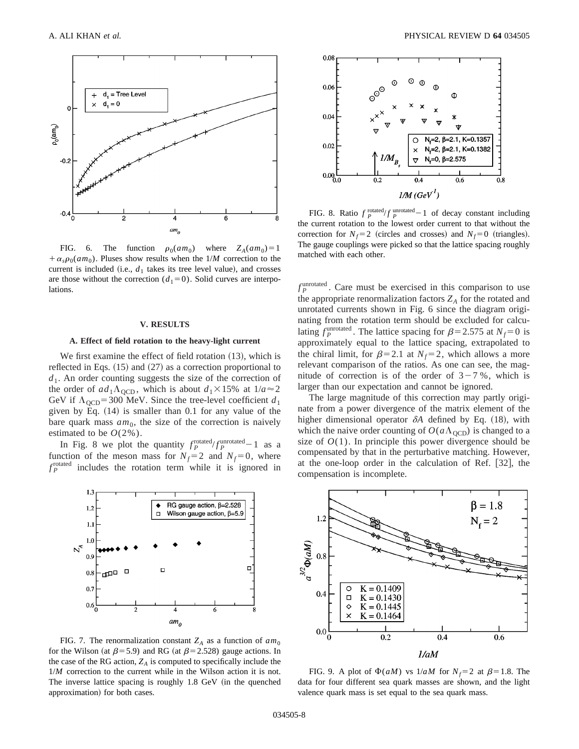FIG. 6. The function $\rho_0(am_0)$ where $Z_A(am_0) = 1 + \alpha_s \rho_0(am_0)$. Pluses show results when the $1/M$ correction to the current is included (i.e., $d_1$ takes its tree level value), and crosses are those without the correction ($d_1 = 0$). Solid curves are interpolations.

## V. RESULTS

### A. Effect of field rotation to the heavy-light current

We first examine the effect of field rotation (13), which is reflected in Eqs. (15) and (27) as a correction proportional to $d_1$. An order counting suggests the size of the correction of the order of $ad_1\Lambda_{\rm QCD}$, which is about $d_1 \times 15\%$ at $1/a \approx 2$ GeV if $\Lambda_{\rm QCD} = 300$ MeV. Since the tree-level coefficient $d_1$ given by Eq. (14) is smaller than 0.1 for any value of the bare quark mass $am_0$, the size of the correction is naively estimated to be $O(2\%)$.

In Fig. 8 we plot the quantity $f_P^{\rm rotated}/f_P^{\rm unrotated} - 1$ as a function of the meson mass for $N_f = 2$ and $N_f = 0$, where $f_P^{\rm rotated}$ includes the rotation term while it is ignored in $f_P^{\rm unrotated}$. Care must be exercised in this comparison to use the appropriate renormalization factors $Z_A$ for the rotated and unrotated currents shown in Fig. 6 since the diagram originating from the rotation term should be excluded for calculating $f_P^{\rm unrotated}$. The lattice spacing for $\beta = 2.575$ at $N_f = 0$ is approximately equal to the lattice spacing, extrapolated to the chiral limit, for $\beta = 2.1$ at $N_f = 2$, which allows a more relevant comparison of the ratios. As one can see, the magnitude of correction is of the order of $3-7\%$, which is larger than our expectation and cannot be ignored.

The large magnitude of this correction may partly originate from a power divergence of the matrix element of the higher dimensional operator $\delta A$ defined by Eq. (18), with which the naive order counting of $O(a\Lambda_{\rm QCD})$ is changed to a size of $O(1)$. In principle this power divergence should be compensated by that in the perturbative matching. However, at the one-loop order in the calculation of Ref. [32], the compensation is incomplete.

FIG. 7. The renormalization constant $Z_A$ as a function of $am_0$ for the Wilson (at $\beta = 5.9$) and RG (at $\beta = 2.528$) gauge actions. In the case of the RG action, $Z_A$ is computed to specifically include the $1/M$ correction to the current while in the Wilson action it is not. The inverse lattice spacing is roughly 1.8 GeV (in the quenched approximation) for both cases.

FIG. 8. Ratio $f_P^{\rm rotated}/f_P^{\rm unrotated} - 1$ of decay constant including the current rotation to the lowest order current to that without the correction for $N_f = 2$ (circles and crosses) and $N_f = 0$ (triangles). The gauge couplings were picked so that the lattice spacing roughly matched with each other.

FIG. 9. A plot of $\Phi(aM)$ vs $1/aM$ for $N_f = 2$ at $\beta = 1.8$. The data for four different sea quark masses are shown, and the light valence quark mass is set equal to the sea quark mass.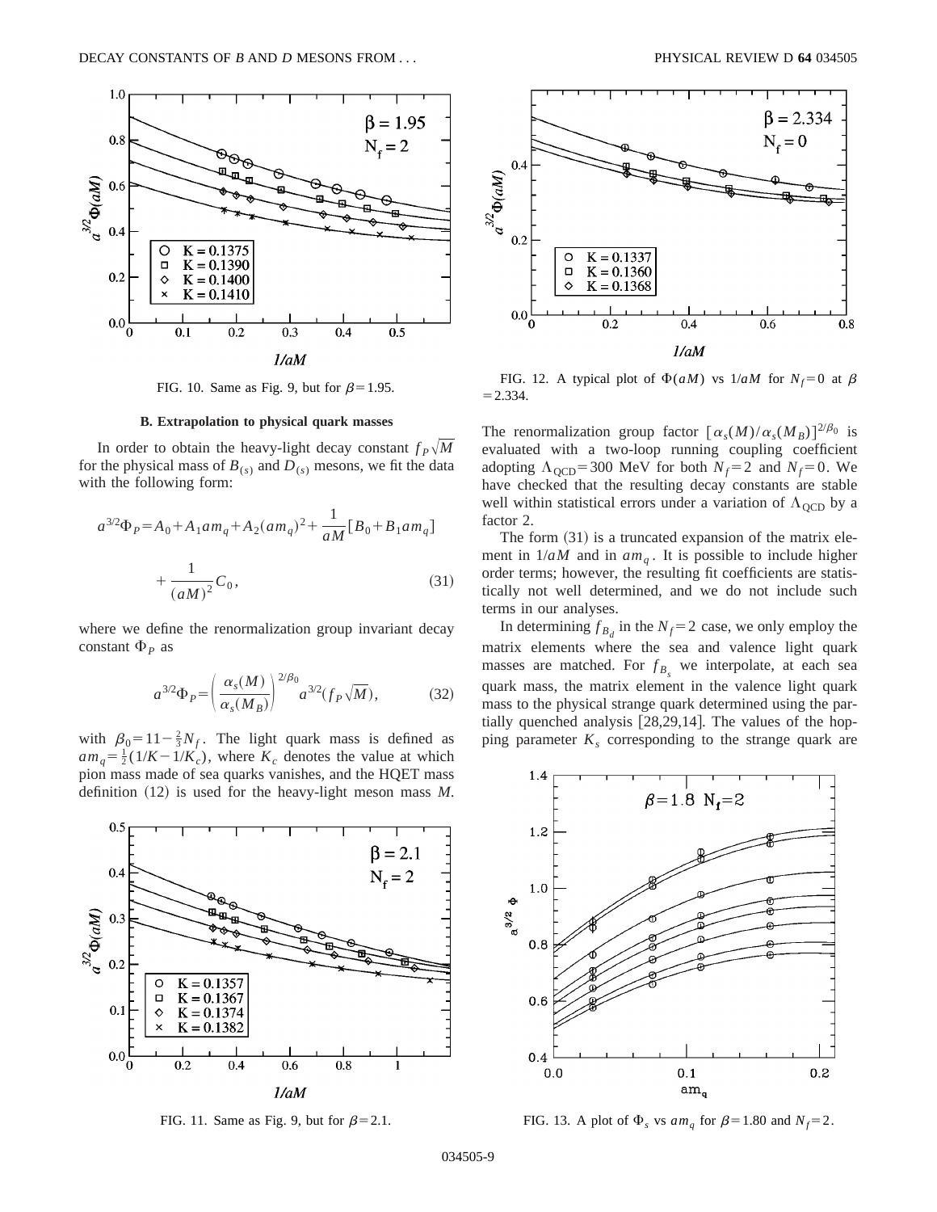FIG. 10. Same as Fig. 9, but for $\beta=1.95$.

### B. Extrapolation to physical quark masses

In order to obtain the heavy-light decay constant $f_P\sqrt{M}$ for the physical mass of $B_{(s)}$ and $D_{(s)}$ mesons, we fit the data with the following form:

$$a^{3/2}\Phi_P = A_0 + A_1 am_q + A_2(am_q)^2 + \frac{1}{aM}[B_0 + B_1 am_q] + \frac{1}{(aM)^2}C_0, \tag{31}$$

where we define the renormalization group invariant decay constant $\Phi_P$ as

$$a^{3/2}\Phi_P = \left(\frac{\alpha_s(M)}{\alpha_s(M_B)}\right)^{2/\beta_0} a^{3/2}(f_P\sqrt{M}), \tag{32}$$

with $\beta_0 = 11 - \frac{2}{3}N_f$. The light quark mass is defined as $am_q = \frac{1}{2}(1/K - 1/K_c)$, where $K_c$ denotes the value at which pion mass made of sea quarks vanishes, and the HQET mass definition (12) is used for the heavy-light meson mass $M$.

FIG. 11. Same as Fig. 9, but for $\beta=2.1$.

FIG. 12. A typical plot of $\Phi(aM)$ vs $1/aM$ for $N_f=0$ at $\beta=2.334$.

The renormalization group factor $[\alpha_s(M)/\alpha_s(M_B)]^{2/\beta_0}$ is evaluated with a two-loop running coupling coefficient adopting $\Lambda_{\rm QCD}=300$ MeV for both $N_f=2$ and $N_f=0$. We have checked that the resulting decay constants are stable well within statistical errors under a variation of $\Lambda_{\rm QCD}$ by a factor 2.

The form (31) is a truncated expansion of the matrix element in $1/aM$ and in $am_q$. It is possible to include higher order terms; however, the resulting fit coefficients are statistically not well determined, and we do not include such terms in our analyses.

In determining $f_{B_d}$ in the $N_f=2$ case, we only employ the matrix elements where the sea and valence light quark masses are matched. For $f_{B_s}$ we interpolate, at each sea quark mass, the matrix element in the valence light quark mass to the physical strange quark determined using the partially quenched analysis [28,29,14]. The values of the hopping parameter $K_s$ corresponding to the strange quark are

FIG. 13. A plot of $\Phi_s$ vs $am_q$ for $\beta=1.80$ and $N_f=2$.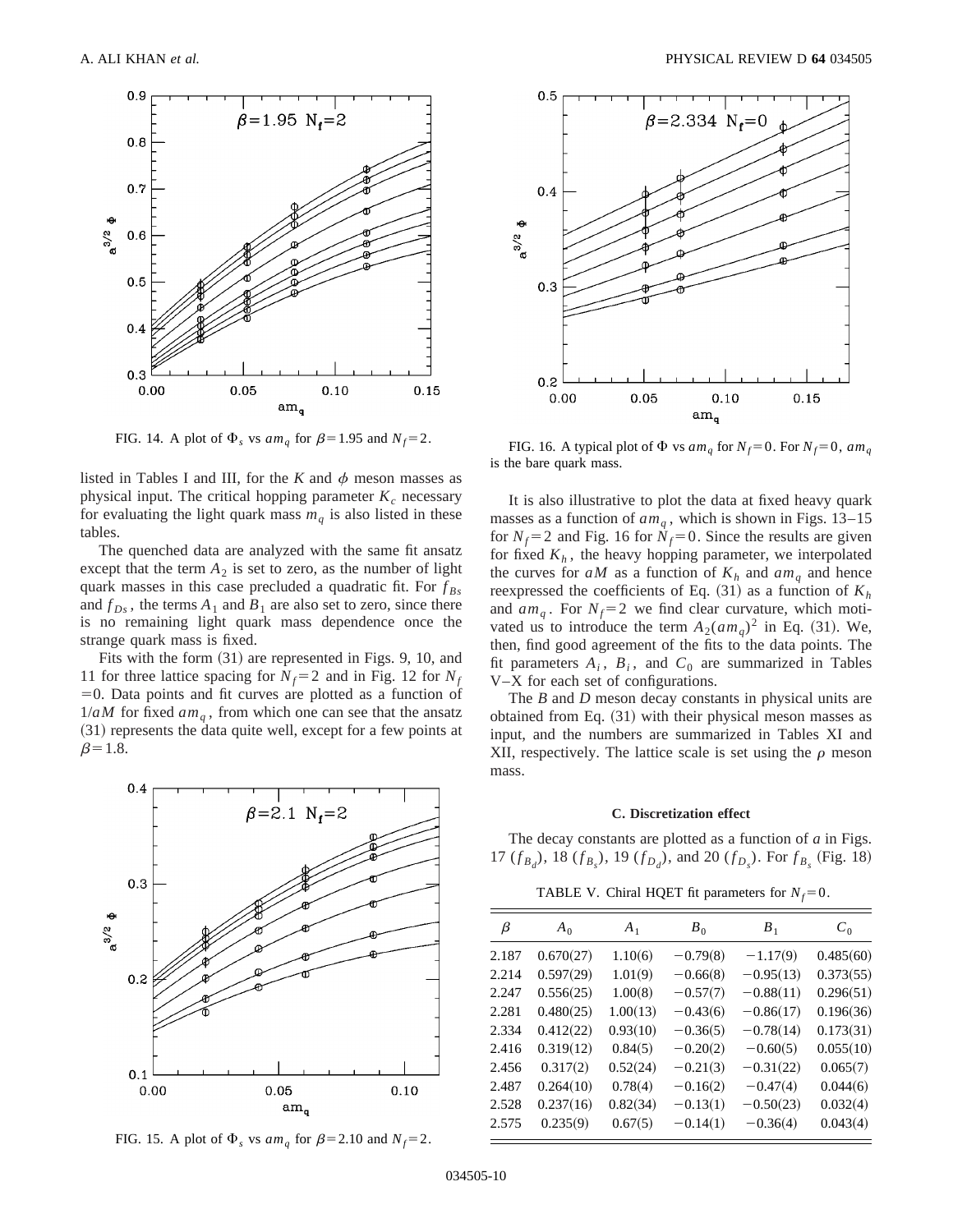FIG. 14. A plot of $\Phi_s$ vs $am_q$ for $\beta=1.95$ and $N_f=2$.

listed in Tables I and III, for the $K$ and $\phi$ meson masses as physical input. The critical hopping parameter $K_c$ necessary for evaluating the light quark mass $m_q$ is also listed in these tables.

The quenched data are analyzed with the same fit ansatz except that the term $A_2$ is set to zero, as the number of light quark masses in this case precluded a quadratic fit. For $f_{Bs}$ and $f_{Ds}$, the terms $A_1$ and $B_1$ are also set to zero, since there is no remaining light quark mass dependence once the strange quark mass is fixed.

Fits with the form (31) are represented in Figs. 9, 10, and 11 for three lattice spacing for $N_f=2$ and in Fig. 12 for $N_f=0$. Data points and fit curves are plotted as a function of $1/aM$ for fixed $am_q$, from which one can see that the ansatz (31) represents the data quite well, except for a few points at $\beta=1.8$.

FIG. 15. A plot of $\Phi_s$ vs $am_q$ for $\beta=2.10$ and $N_f=2$.

FIG. 16. A typical plot of $\Phi$ vs $am_q$ for $N_f=0$. For $N_f=0$, $am_q$ is the bare quark mass.

It is also illustrative to plot the data at fixed heavy quark masses as a function of $am_q$, which is shown in Figs. 13–15 for $N_f=2$ and Fig. 16 for $N_f=0$. Since the results are given for fixed $K_h$, the heavy hopping parameter, we interpolated the curves for $aM$ as a function of $K_h$ and $am_q$ and hence reexpressed the coefficients of Eq. (31) as a function of $K_h$ and $am_q$. For $N_f=2$ we find clear curvature, which motivated us to introduce the term $A_2(am_q)^2$ in Eq. (31). We, then, find good agreement of the fits to the data points. The fit parameters $A_i$, $B_i$, and $C_0$ are summarized in Tables V–X for each set of configurations.

The $B$ and $D$ meson decay constants in physical units are obtained from Eq. (31) with their physical meson masses as input, and the numbers are summarized in Tables XI and XII, respectively. The lattice scale is set using the $\rho$ meson mass.

### C. Discretization effect

The decay constants are plotted as a function of $a$ in Figs. 17 ($f_{B_d}$), 18 ($f_{B_s}$), 19 ($f_{D_d}$), and 20 ($f_{D_s}$). For $f_{B_s}$ (Fig. 18)

TABLE V. Chiral HQET fit parameters for $N_f=0$.

| $\beta$ | $A_0$ | $A_1$ | $B_0$ | $B_1$ | $C_0$ |
|---|---|---|---|---|---|
| 2.187 | 0.670(27) | 1.10(6) | −0.79(8) | −1.17(9) | 0.485(60) |
| 2.214 | 0.597(29) | 1.01(9) | −0.66(8) | −0.95(13) | 0.373(55) |
| 2.247 | 0.556(25) | 1.00(8) | −0.57(7) | −0.88(11) | 0.296(51) |
| 2.281 | 0.480(25) | 1.00(13) | −0.43(6) | −0.86(17) | 0.196(36) |
| 2.334 | 0.412(22) | 0.93(10) | −0.36(5) | −0.78(14) | 0.173(31) |
| 2.416 | 0.319(12) | 0.84(5) | −0.20(2) | −0.60(5) | 0.055(10) |
| 2.456 | 0.317(2) | 0.52(24) | −0.21(3) | −0.31(22) | 0.065(7) |
| 2.487 | 0.264(10) | 0.78(4) | −0.16(2) | −0.47(4) | 0.044(6) |
| 2.528 | 0.237(16) | 0.82(34) | −0.13(1) | −0.50(23) | 0.032(4) |
| 2.575 | 0.235(9) | 0.67(5) | −0.14(1) | −0.36(4) | 0.043(4) |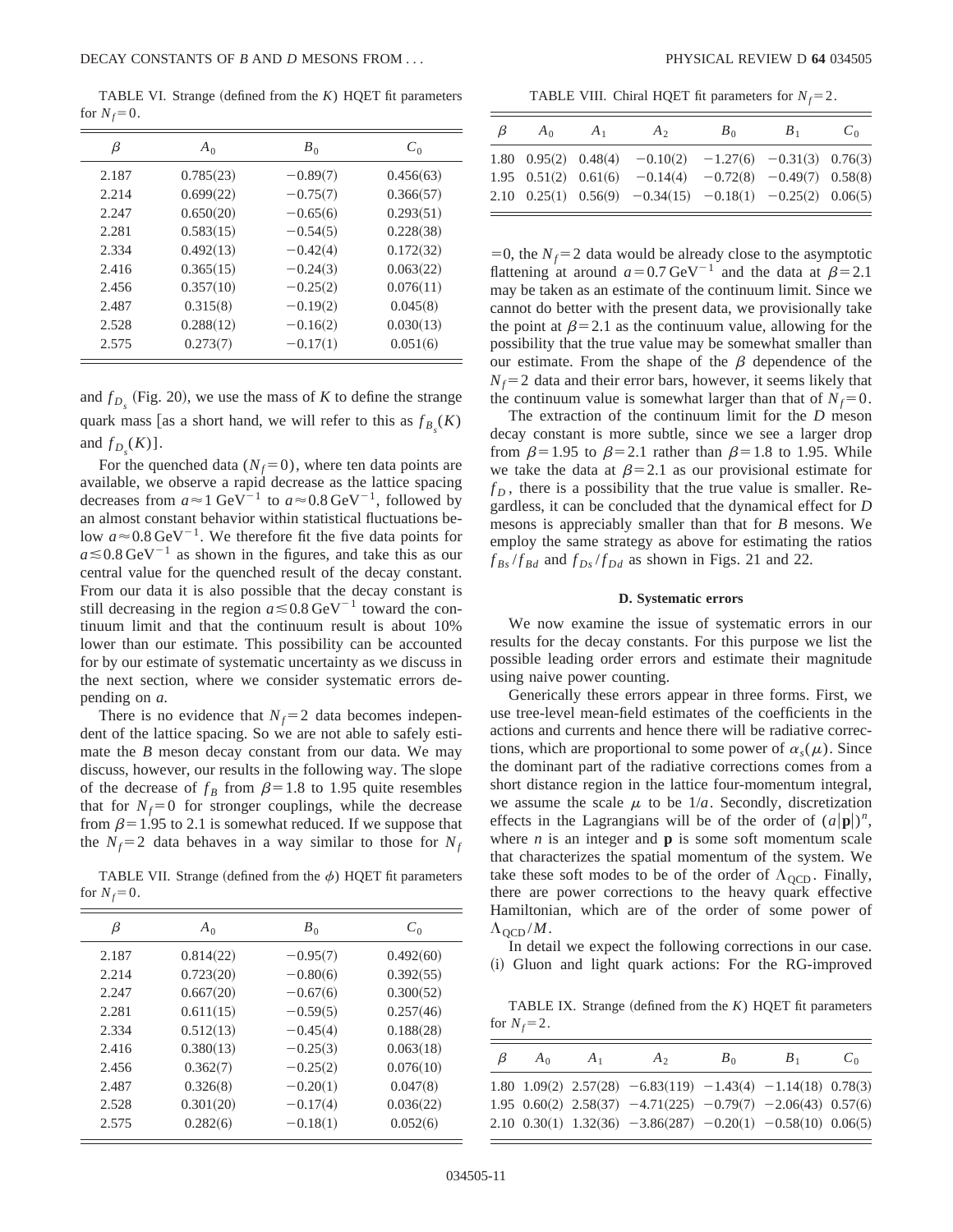TABLE VI. Strange (defined from the $K$) HQET fit parameters for $N_f=0$.

| $\beta$ | $A_0$ | $B_0$ | $C_0$ |
|---|---|---|---|
| 2.187 | 0.785(23) | −0.89(7) | 0.456(63) |
| 2.214 | 0.699(22) | −0.75(7) | 0.366(57) |
| 2.247 | 0.650(20) | −0.65(6) | 0.293(51) |
| 2.281 | 0.583(15) | −0.54(5) | 0.228(38) |
| 2.334 | 0.492(13) | −0.42(4) | 0.172(32) |
| 2.416 | 0.365(15) | −0.24(3) | 0.063(22) |
| 2.456 | 0.357(10) | −0.25(2) | 0.076(11) |
| 2.487 | 0.315(8) | −0.19(2) | 0.045(8) |
| 2.528 | 0.288(12) | −0.16(2) | 0.030(13) |
| 2.575 | 0.273(7) | −0.17(1) | 0.051(6) |

and $f_{D_s}$ (Fig. 20), we use the mass of $K$ to define the strange quark mass [as a short hand, we will refer to this as $f_{B_s}(K)$ and $f_{D_s}(K)$].

For the quenched data ($N_f=0$), where ten data points are available, we observe a rapid decrease as the lattice spacing decreases from $a\approx 1\,\mathrm{GeV}^{-1}$ to $a\approx 0.8\,\mathrm{GeV}^{-1}$, followed by an almost constant behavior within statistical fluctuations below $a\approx 0.8\,\mathrm{GeV}^{-1}$. We therefore fit the five data points for $a\lesssim 0.8\,\mathrm{GeV}^{-1}$ as shown in the figures, and take this as our central value for the quenched result of the decay constant. From our data it is also possible that the decay constant is still decreasing in the region $a\lesssim 0.8\,\mathrm{GeV}^{-1}$ toward the continuum limit and that the continuum result is about 10% lower than our estimate. This possibility can be accounted for by our estimate of systematic uncertainty as we discuss in the next section, where we consider systematic errors depending on $a$.

There is no evidence that $N_f=2$ data becomes independent of the lattice spacing. So we are not able to safely estimate the $B$ meson decay constant from our data. We may discuss, however, our results in the following way. The slope of the decrease of $f_B$ from $\beta=1.8$ to 1.95 quite resembles that for $N_f=0$ for stronger couplings, while the decrease from $\beta=1.95$ to 2.1 is somewhat reduced. If we suppose that the $N_f=2$ data behaves in a way similar to those for $N_f=0$, the $N_f=2$ data would be already close to the asymptotic flattening at around $a=0.7\,\mathrm{GeV}^{-1}$ and the data at $\beta=2.1$ may be taken as an estimate of the continuum limit. Since we cannot do better with the present data, we provisionally take the point at $\beta=2.1$ as the continuum value, allowing for the possibility that the true value may be somewhat smaller than our estimate. From the shape of the $\beta$ dependence of the $N_f=2$ data and their error bars, however, it seems likely that the continuum value is somewhat larger than that of $N_f=0$.

TABLE VII. Strange (defined from the $\phi$) HQET fit parameters for $N_f=0$.

| $\beta$ | $A_0$ | $B_0$ | $C_0$ |
|---|---|---|---|
| 2.187 | 0.814(22) | −0.95(7) | 0.492(60) |
| 2.214 | 0.723(20) | −0.80(6) | 0.392(55) |
| 2.247 | 0.667(20) | −0.67(6) | 0.300(52) |
| 2.281 | 0.611(15) | −0.59(5) | 0.257(46) |
| 2.334 | 0.512(13) | −0.45(4) | 0.188(28) |
| 2.416 | 0.380(13) | −0.25(3) | 0.063(18) |
| 2.456 | 0.362(7) | −0.25(2) | 0.076(10) |
| 2.487 | 0.326(8) | −0.20(1) | 0.047(8) |
| 2.528 | 0.301(20) | −0.17(4) | 0.036(22) |
| 2.575 | 0.282(6) | −0.18(1) | 0.052(6) |

TABLE VIII. Chiral HQET fit parameters for $N_f=2$.

| $\beta$ | $A_0$ | $A_1$ | $A_2$ | $B_0$ | $B_1$ | $C_0$ |
|---|---|---|---|---|---|---|
| 1.80 | 0.95(2) | 0.48(4) | −0.10(2) | −1.27(6) | −0.31(3) | 0.76(3) |
| 1.95 | 0.51(2) | 0.61(6) | −0.14(4) | −0.72(8) | −0.49(7) | 0.58(8) |
| 2.10 | 0.25(1) | 0.56(9) | −0.34(15) | −0.18(1) | −0.25(2) | 0.06(5) |

The extraction of the continuum limit for the $D$ meson decay constant is more subtle, since we see a larger drop from $\beta=1.95$ to $\beta=2.1$ rather than $\beta=1.8$ to 1.95. While we take the data at $\beta=2.1$ as our provisional estimate for $f_D$, there is a possibility that the true value is smaller. Regardless, it can be concluded that the dynamical effect for $D$ mesons is appreciably smaller than that for $B$ mesons. We employ the same strategy as above for estimating the ratios $f_{Bs}/f_{Bd}$ and $f_{Ds}/f_{Dd}$ as shown in Figs. 21 and 22.

### D. Systematic errors

We now examine the issue of systematic errors in our results for the decay constants. For this purpose we list the possible leading order errors and estimate their magnitude using naive power counting.

Generically these errors appear in three forms. First, we use tree-level mean-field estimates of the coefficients in the actions and currents and hence there will be radiative corrections, which are proportional to some power of $\alpha_s(\mu)$. Since the dominant part of the radiative corrections comes from a short distance region in the lattice four-momentum integral, we assume the scale $\mu$ to be $1/a$. Secondly, discretization effects in the Lagrangians will be of the order of $(a|\mathbf{p}|)^n$, where $n$ is an integer and $\mathbf{p}$ is some soft momentum scale that characterizes the spatial momentum of the system. We take these soft modes to be of the order of $\Lambda_{\mathrm{QCD}}$. Finally, there are power corrections to the heavy quark effective Hamiltonian, which are of the order of some power of $\Lambda_{\mathrm{QCD}}/M$.

In detail we expect the following corrections in our case. (i) Gluon and light quark actions: For the RG-improved

TABLE IX. Strange (defined from the $K$) HQET fit parameters for $N_f=2$.

| $\beta$ | $A_0$ | $A_1$ | $A_2$ | $B_0$ | $B_1$ | $C_0$ |
|---|---|---|---|---|---|---|
| 1.80 | 1.09(2) | 2.57(28) | −6.83(119) | −1.43(4) | −1.14(18) | 0.78(3) |
| 1.95 | 0.60(2) | 2.58(37) | −4.71(225) | −0.79(7) | −2.06(43) | 0.57(6) |
| 2.10 | 0.30(1) | 1.32(36) | −3.86(287) | −0.20(1) | −0.58(10) | 0.06(5) |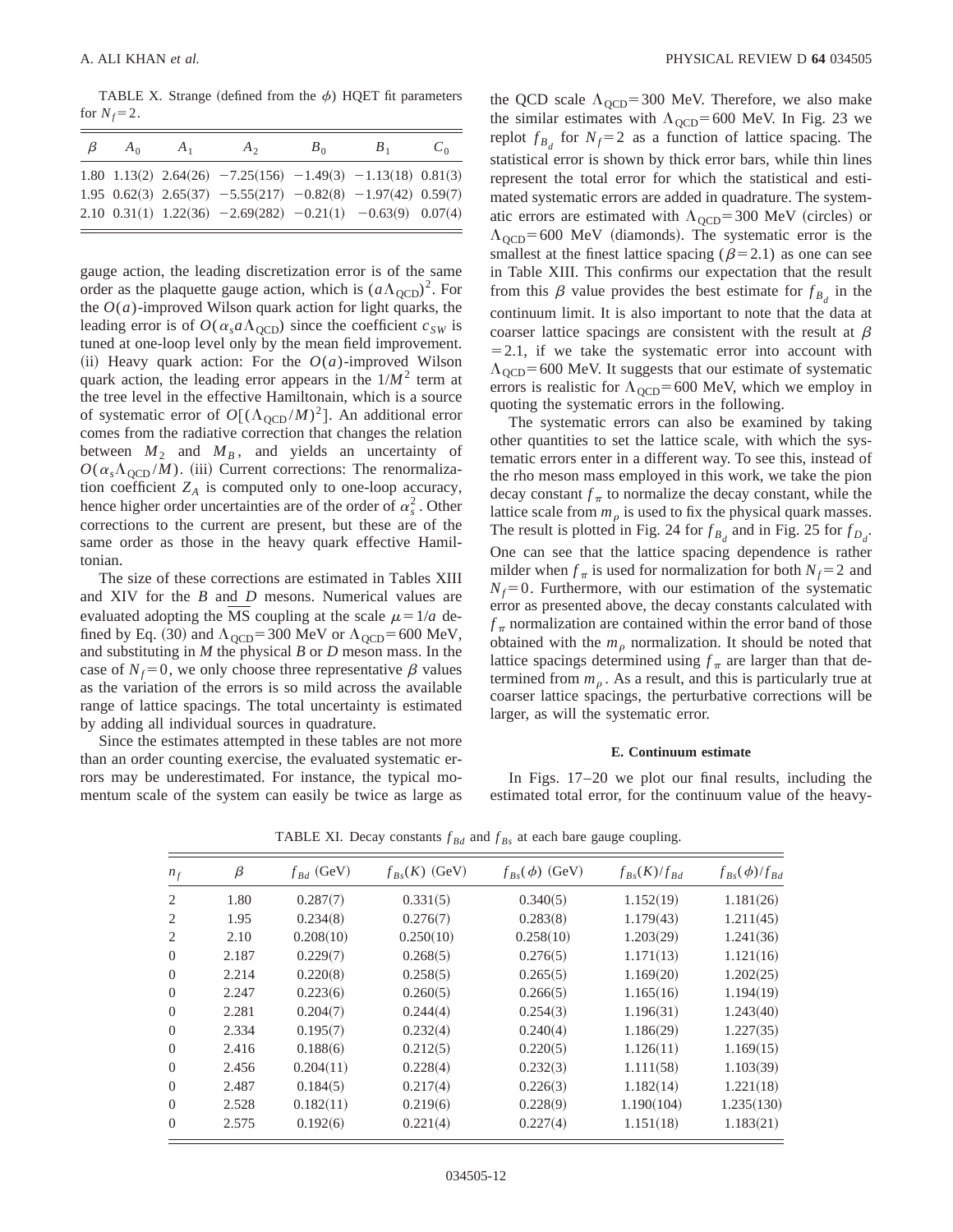TABLE X. Strange (defined from the $\phi$) HQET fit parameters for $N_f=2$.

| $\beta$ | $A_0$ | $A_1$ | $A_2$ | $B_0$ | $B_1$ | $C_0$ |
|---|---|---|---|---|---|---|
| 1.80 | 1.13(2) | 2.64(26) | −7.25(156) | −1.49(3) | −1.13(18) | 0.81(3) |
| 1.95 | 0.62(3) | 2.65(37) | −5.55(217) | −0.82(8) | −1.97(42) | 0.59(7) |
| 2.10 | 0.31(1) | 1.22(36) | −2.69(282) | −0.21(1) | −0.63(9) | 0.07(4) |

gauge action, the leading discretization error is of the same order as the plaquette gauge action, which is $(a\Lambda_{\rm QCD})^2$. For the $O(a)$-improved Wilson quark action for light quarks, the leading error is of $O(\alpha_s a\Lambda_{\rm QCD})$ since the coefficient $c_{SW}$ is tuned at one-loop level only by the mean field improvement. (ii) Heavy quark action: For the $O(a)$-improved Wilson quark action, the leading error appears in the $1/M^2$ term at the tree level in the effective Hamiltonain, which is a source of systematic error of $O[(\Lambda_{\rm QCD}/M)^2]$. An additional error comes from the radiative correction that changes the relation between $M_2$ and $M_B$, and yields an uncertainty of $O(\alpha_s\Lambda_{\rm QCD}/M)$. (iii) Current corrections: The renormalization coefficient $Z_A$ is computed only to one-loop accuracy, hence higher order uncertainties are of the order of $\alpha_s^2$. Other corrections to the current are present, but these are of the same order as those in the heavy quark effective Hamiltonian.

The size of these corrections are estimated in Tables XIII and XIV for the $B$ and $D$ mesons. Numerical values are evaluated adopting the $\overline{\rm MS}$ coupling at the scale $\mu=1/a$ defined by Eq. (30) and $\Lambda_{\rm QCD}=300$ MeV or $\Lambda_{\rm QCD}=600$ MeV, and substituting in $M$ the physical $B$ or $D$ meson mass. In the case of $N_f=0$, we only choose three representative $\beta$ values as the variation of the errors is so mild across the available range of lattice spacings. The total uncertainty is estimated by adding all individual sources in quadrature.

Since the estimates attempted in these tables are not more than an order counting exercise, the evaluated systematic errors may be underestimated. For instance, the typical momentum scale of the system can easily be twice as large as the QCD scale $\Lambda_{\rm QCD}=300$ MeV. Therefore, we also make the similar estimates with $\Lambda_{\rm QCD}=600$ MeV. In Fig. 23 we replot $f_{B_d}$ for $N_f=2$ as a function of lattice spacing. The statistical error is shown by thick error bars, while thin lines represent the total error for which the statistical and estimated systematic errors are added in quadrature. The systematic errors are estimated with $\Lambda_{\rm QCD}=300$ MeV (circles) or $\Lambda_{\rm QCD}=600$ MeV (diamonds). The systematic error is the smallest at the finest lattice spacing ($\beta=2.1$) as one can see in Table XIII. This confirms our expectation that the result from this $\beta$ value provides the best estimate for $f_{B_d}$ in the continuum limit. It is also important to note that the data at coarser lattice spacings are consistent with the result at $\beta=2.1$, if we take the systematic error into account with $\Lambda_{\rm QCD}=600$ MeV. It suggests that our estimate of systematic errors is realistic for $\Lambda_{\rm QCD}=600$ MeV, which we employ in quoting the systematic errors in the following.

The systematic errors can also be examined by taking other quantities to set the lattice scale, with which the systematic errors enter in a different way. To see this, instead of the rho meson mass employed in this work, we take the pion decay constant $f_\pi$ to normalize the decay constant, while the lattice scale from $m_\rho$ is used to fix the physical quark masses. The result is plotted in Fig. 24 for $f_{B_d}$ and in Fig. 25 for $f_{D_d}$. One can see that the lattice spacing dependence is rather milder when $f_\pi$ is used for normalization for both $N_f=2$ and $N_f=0$. Furthermore, with our estimation of the systematic error as presented above, the decay constants calculated with $f_\pi$ normalization are contained within the error band of those obtained with the $m_\rho$ normalization. It should be noted that lattice spacings determined using $f_\pi$ are larger than that determined from $m_\rho$. As a result, and this is particularly true at coarser lattice spacings, the perturbative corrections will be larger, as will the systematic error.

### E. Continuum estimate

In Figs. 17–20 we plot our final results, including the estimated total error, for the continuum value of the heavy-

TABLE XI. Decay constants $f_{Bd}$ and $f_{Bs}$ at each bare gauge coupling.

| $n_f$ | $\beta$ | $f_{Bd}$ (GeV) | $f_{Bs}(K)$ (GeV) | $f_{Bs}(\phi)$ (GeV) | $f_{Bs}(K)/f_{Bd}$ | $f_{Bs}(\phi)/f_{Bd}$ |
|---|---|---|---|---|---|---|
| 2 | 1.80 | 0.287(7) | 0.331(5) | 0.340(5) | 1.152(19) | 1.181(26) |
| 2 | 1.95 | 0.234(8) | 0.276(7) | 0.283(8) | 1.179(43) | 1.211(45) |
| 2 | 2.10 | 0.208(10) | 0.250(10) | 0.258(10) | 1.203(29) | 1.241(36) |
| 0 | 2.187 | 0.229(7) | 0.268(5) | 0.276(5) | 1.171(13) | 1.121(16) |
| 0 | 2.214 | 0.220(8) | 0.258(5) | 0.265(5) | 1.169(20) | 1.202(25) |
| 0 | 2.247 | 0.223(6) | 0.260(5) | 0.266(5) | 1.165(16) | 1.194(19) |
| 0 | 2.281 | 0.204(7) | 0.244(4) | 0.254(3) | 1.196(31) | 1.243(40) |
| 0 | 2.334 | 0.195(7) | 0.232(4) | 0.240(4) | 1.186(29) | 1.227(35) |
| 0 | 2.416 | 0.188(6) | 0.212(5) | 0.220(5) | 1.126(11) | 1.169(15) |
| 0 | 2.456 | 0.204(11) | 0.228(4) | 0.232(3) | 1.111(58) | 1.103(39) |
| 0 | 2.487 | 0.184(5) | 0.217(4) | 0.226(3) | 1.182(14) | 1.221(18) |
| 0 | 2.528 | 0.182(11) | 0.219(6) | 0.228(9) | 1.190(104) | 1.235(130) |
| 0 | 2.575 | 0.192(6) | 0.221(4) | 0.227(4) | 1.151(18) | 1.183(21) |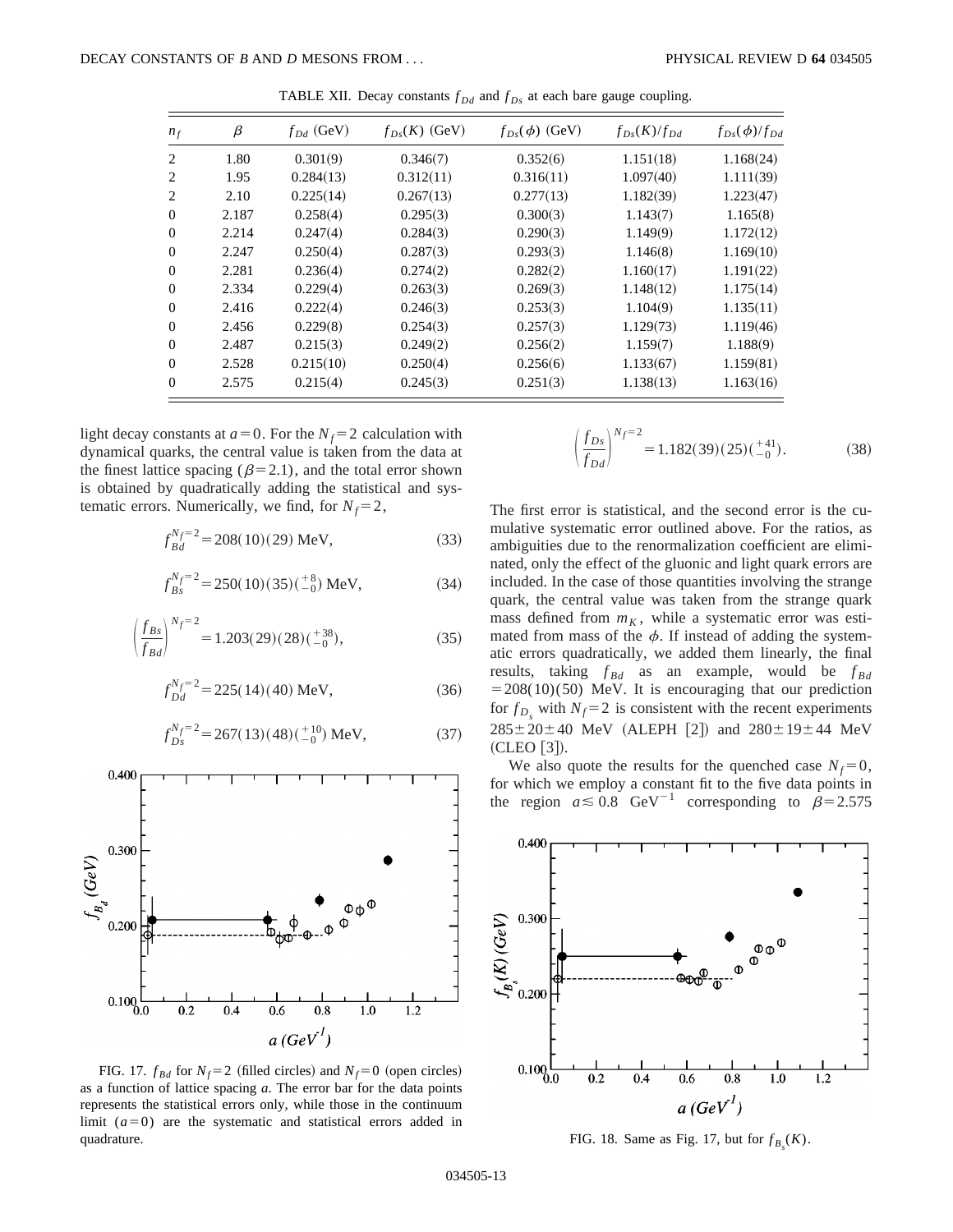TABLE XII. Decay constants $f_{Dd}$ and $f_{Ds}$ at each bare gauge coupling.

| $n_f$ | $\beta$ | $f_{Dd}$ (GeV) | $f_{Ds}(K)$ (GeV) | $f_{Ds}(\phi)$ (GeV) | $f_{Ds}(K)/f_{Dd}$ | $f_{Ds}(\phi)/f_{Dd}$ |
|---|---|---|---|---|---|---|
| 2 | 1.80 | 0.301(9) | 0.346(7) | 0.352(6) | 1.151(18) | 1.168(24) |
| 2 | 1.95 | 0.284(13) | 0.312(11) | 0.316(11) | 1.097(40) | 1.111(39) |
| 2 | 2.10 | 0.225(14) | 0.267(13) | 0.277(13) | 1.182(39) | 1.223(47) |
| 0 | 2.187 | 0.258(4) | 0.295(3) | 0.300(3) | 1.143(7) | 1.165(8) |
| 0 | 2.214 | 0.247(4) | 0.284(3) | 0.290(3) | 1.149(9) | 1.172(12) |
| 0 | 2.247 | 0.250(4) | 0.287(3) | 0.293(3) | 1.146(8) | 1.169(10) |
| 0 | 2.281 | 0.236(4) | 0.274(2) | 0.282(2) | 1.160(17) | 1.191(22) |
| 0 | 2.334 | 0.229(4) | 0.263(3) | 0.269(3) | 1.148(12) | 1.175(14) |
| 0 | 2.416 | 0.222(4) | 0.246(3) | 0.253(3) | 1.104(9) | 1.135(11) |
| 0 | 2.456 | 0.229(8) | 0.254(3) | 0.257(3) | 1.129(73) | 1.119(46) |
| 0 | 2.487 | 0.215(3) | 0.249(2) | 0.256(2) | 1.159(7) | 1.188(9) |
| 0 | 2.528 | 0.215(10) | 0.250(4) | 0.256(6) | 1.133(67) | 1.159(81) |
| 0 | 2.575 | 0.215(4) | 0.245(3) | 0.251(3) | 1.138(13) | 1.163(16) |

light decay constants at $a=0$. For the $N_f=2$ calculation with dynamical quarks, the central value is taken from the data at the finest lattice spacing ($\beta=2.1$), and the total error shown is obtained by quadratically adding the statistical and systematic errors. Numerically, we find, for $N_f=2$,

$$f_{Bd}^{N_f=2}=208(10)(29)\ \text{MeV}, \tag{33}$$

$$f_{Bs}^{N_f=2}=250(10)(35)(^{+8}_{-0})\ \text{MeV}, \tag{34}$$

$$\left(\frac{f_{Bs}}{f_{Bd}}\right)^{N_f=2}=1.203(29)(28)(^{+38}_{-0}), \tag{35}$$

$$f_{Dd}^{N_f=2}=225(14)(40)\ \text{MeV}, \tag{36}$$

$$f_{Ds}^{N_f=2}=267(13)(48)(^{+10}_{-0})\ \text{MeV}, \tag{37}$$

FIG. 17. $f_{Bd}$ for $N_f=2$ (filled circles) and $N_f=0$ (open circles) as a function of lattice spacing $a$. The error bar for the data points represents the statistical errors only, while those in the continuum limit ($a=0$) are the systematic and statistical errors added in quadrature.

$$\left(\frac{f_{Ds}}{f_{Dd}}\right)^{N_f=2}=1.182(39)(25)(^{+41}_{-0}). \tag{38}$$

The first error is statistical, and the second error is the cumulative systematic error outlined above. For the ratios, as ambiguities due to the renormalization coefficient are eliminated, only the effect of the gluonic and light quark errors are included. In the case of those quantities involving the strange quark, the central value was taken from the strange quark mass defined from $m_K$, while a systematic error was estimated from mass of the $\phi$. If instead of adding the systematic errors quadratically, we added them linearly, the final results, taking $f_{Bd}$ as an example, would be $f_{Bd}=208(10)(50)$ MeV. It is encouraging that our prediction for $f_{D_s}$ with $N_f=2$ is consistent with the recent experiments $285\pm20\pm40$ MeV (ALEPH [2]) and $280\pm19\pm44$ MeV (CLEO [3]).

We also quote the results for the quenched case $N_f=0$, for which we employ a constant fit to the five data points in the region $a\lesssim0.8\ \text{GeV}^{-1}$ corresponding to $\beta=2.575$

FIG. 18. Same as Fig. 17, but for $f_{B_s}(K)$.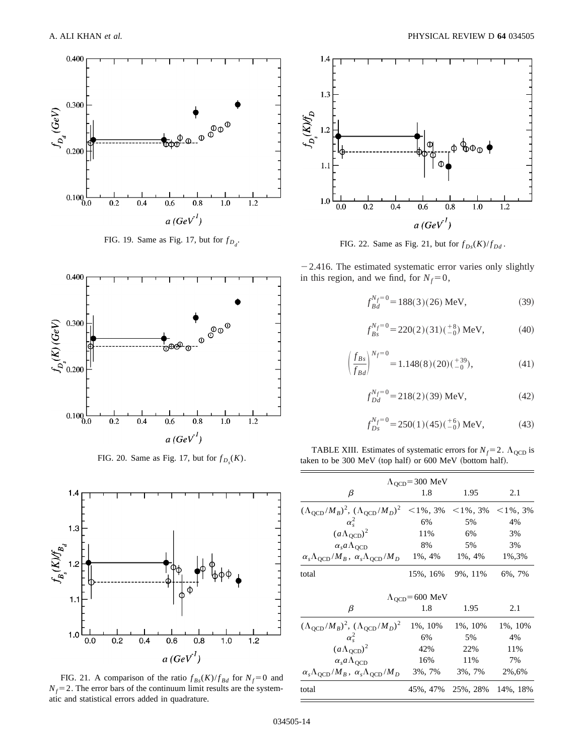FIG. 19. Same as Fig. 17, but for $f_{D_d}$.

FIG. 20. Same as Fig. 17, but for $f_{D_s}(K)$.

FIG. 21. A comparison of the ratio $f_{Bs}(K)/f_{Bd}$ for $N_f=0$ and $N_f=2$. The error bars of the continuum limit results are the systematic and statistical errors added in quadrature.

FIG. 22. Same as Fig. 21, but for $f_{Ds}(K)/f_{Dd}$.

$-2.416$. The estimated systematic error varies only slightly in this region, and we find, for $N_f=0$,

$$f_{Bd}^{N_f=0}=188(3)(26)\ \text{MeV}, \tag{39}$$

$$f_{Bs}^{N_f=0}=220(2)(31)(^{+8}_{-0})\ \text{MeV}, \tag{40}$$

$$\left(\frac{f_{Bs}}{f_{Bd}}\right)^{N_f=0}=1.148(8)(20)(^{+39}_{-0}), \tag{41}$$

$$f_{Dd}^{N_f=0}=218(2)(39)\ \text{MeV}, \tag{42}$$

$$f_{Ds}^{N_f=0}=250(1)(45)(^{+6}_{-0})\ \text{MeV}, \tag{43}$$

TABLE XIII. Estimates of systematic errors for $N_f=2$. $\Lambda_{\text{QCD}}$ is taken to be 300 MeV (top half) or 600 MeV (bottom half).

| $\Lambda_{\text{QCD}}=300$ MeV | | | |
|---|---|---|---|
| $\beta$ | 1.8 | 1.95 | 2.1 |
| $(\Lambda_{\text{QCD}}/M_B)^2$, $(\Lambda_{\text{QCD}}/M_D)^2$ | <1%, 3% | <1%, 3% | <1%, 3% |
| $\alpha_s^2$ | 6% | 5% | 4% |
| $(a\Lambda_{\text{QCD}})^2$ | 11% | 6% | 3% |
| $\alpha_s a\Lambda_{\text{QCD}}$ | 8% | 5% | 3% |
| $\alpha_s\Lambda_{\text{QCD}}/M_B$, $\alpha_s\Lambda_{\text{QCD}}/M_D$ | 1%, 4% | 1%, 4% | 1%,3% |
| total | 15%, 16% | 9%, 11% | 6%, 7% |
| $\Lambda_{\text{QCD}}=600$ MeV | | | |
| $\beta$ | 1.8 | 1.95 | 2.1 |
| $(\Lambda_{\text{QCD}}/M_B)^2$, $(\Lambda_{\text{QCD}}/M_D)^2$ | 1%, 10% | 1%, 10% | 1%, 10% |
| $\alpha_s^2$ | 6% | 5% | 4% |
| $(a\Lambda_{\text{QCD}})^2$ | 42% | 22% | 11% |
| $\alpha_s a\Lambda_{\text{QCD}}$ | 16% | 11% | 7% |
| $\alpha_s\Lambda_{\text{QCD}}/M_B$, $\alpha_s\Lambda_{\text{QCD}}/M_D$ | 3%, 7% | 3%, 7% | 2%,6% |
| total | 45%, 47% | 25%, 28% | 14%, 18% |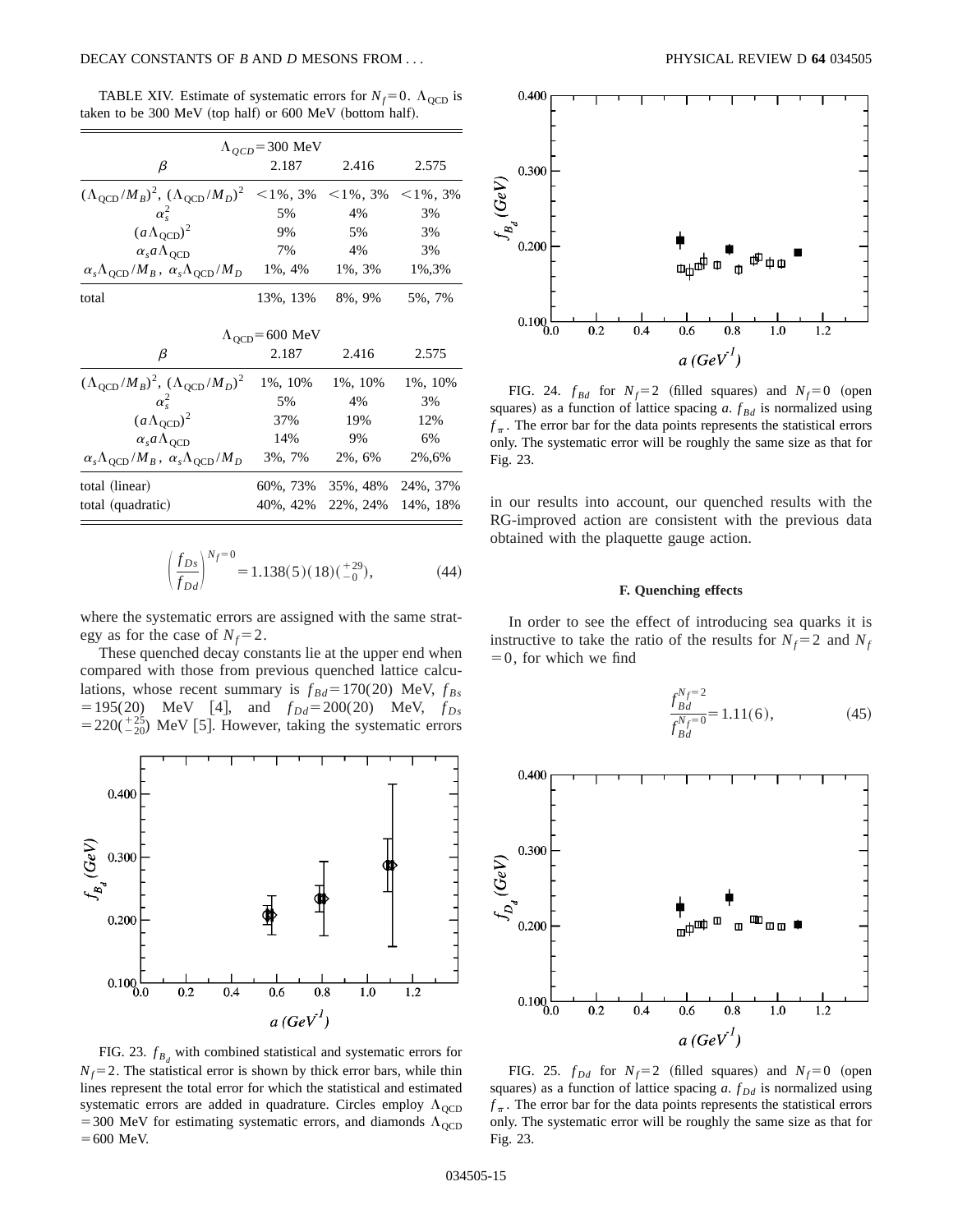TABLE XIV. Estimate of systematic errors for $N_f=0$. $\Lambda_{\rm QCD}$ is taken to be 300 MeV (top half) or 600 MeV (bottom half).

| $\Lambda_{QCD}=300$ MeV | | | |
|---|---|---|---|
| $\beta$ | 2.187 | 2.416 | 2.575 |
| $(\Lambda_{\rm QCD}/M_B)^2$, $(\Lambda_{\rm QCD}/M_D)^2$ | <1%, 3% | <1%, 3% | <1%, 3% |
| $\alpha_s^2$ | 5% | 4% | 3% |
| $(a\Lambda_{\rm QCD})^2$ | 9% | 5% | 3% |
| $\alpha_s a \Lambda_{\rm QCD}$ | 7% | 4% | 3% |
| $\alpha_s \Lambda_{\rm QCD}/M_B$, $\alpha_s \Lambda_{\rm QCD}/M_D$ | 1%, 4% | 1%, 3% | 1%,3% |
| total | 13%, 13% | 8%, 9% | 5%, 7% |

| $\Lambda_{\rm QCD}=600$ MeV | | | |
|---|---|---|---|
| $\beta$ | 2.187 | 2.416 | 2.575 |
| $(\Lambda_{\rm QCD}/M_B)^2$, $(\Lambda_{\rm QCD}/M_D)^2$ | 1%, 10% | 1%, 10% | 1%, 10% |
| $\alpha_s^2$ | 5% | 4% | 3% |
| $(a\Lambda_{\rm QCD})^2$ | 37% | 19% | 12% |
| $\alpha_s a \Lambda_{\rm QCD}$ | 14% | 9% | 6% |
| $\alpha_s \Lambda_{\rm QCD}/M_B$, $\alpha_s \Lambda_{\rm QCD}/M_D$ | 3%, 7% | 2%, 6% | 2%,6% |
| total (linear) | 60%, 73% | 35%, 48% | 24%, 37% |
| total (quadratic) | 40%, 42% | 22%, 24% | 14%, 18% |

$$\left(\frac{f_{Ds}}{f_{Dd}}\right)^{N_f=0} = 1.138(5)(18)(^{+29}_{-0}), \tag{44}$$

where the systematic errors are assigned with the same strategy as for the case of $N_f=2$.

These quenched decay constants lie at the upper end when compared with those from previous quenched lattice calculations, whose recent summary is $f_{Bd}=170(20)$ MeV, $f_{Bs}=195(20)$ MeV [4], and $f_{Dd}=200(20)$ MeV, $f_{Ds}=220(^{+25}_{-20})$ MeV [5]. However, taking the systematic errors in our results into account, our quenched results with the RG-improved action are consistent with the previous data obtained with the plaquette gauge action.

FIG. 23. $f_{B_d}$ with combined statistical and systematic errors for $N_f=2$. The statistical error is shown by thick error bars, while thin lines represent the total error for which the statistical and estimated systematic errors are added in quadrature. Circles employ $\Lambda_{\rm QCD}=300$ MeV for estimating systematic errors, and diamonds $\Lambda_{\rm QCD}=600$ MeV.

FIG. 24. $f_{Bd}$ for $N_f=2$ (filled squares) and $N_f=0$ (open squares) as a function of lattice spacing $a$. $f_{Bd}$ is normalized using $f_\pi$. The error bar for the data points represents the statistical errors only. The systematic error will be roughly the same size as that for Fig. 23.

### F. Quenching effects

In order to see the effect of introducing sea quarks it is instructive to take the ratio of the results for $N_f=2$ and $N_f=0$, for which we find

$$\frac{f_{Bd}^{N_f=2}}{f_{Bd}^{N_f=0}} = 1.11(6), \tag{45}$$

FIG. 25. $f_{Dd}$ for $N_f=2$ (filled squares) and $N_f=0$ (open squares) as a function of lattice spacing $a$. $f_{Dd}$ is normalized using $f_\pi$. The error bar for the data points represents the statistical errors only. The systematic error will be roughly the same size as that for Fig. 23.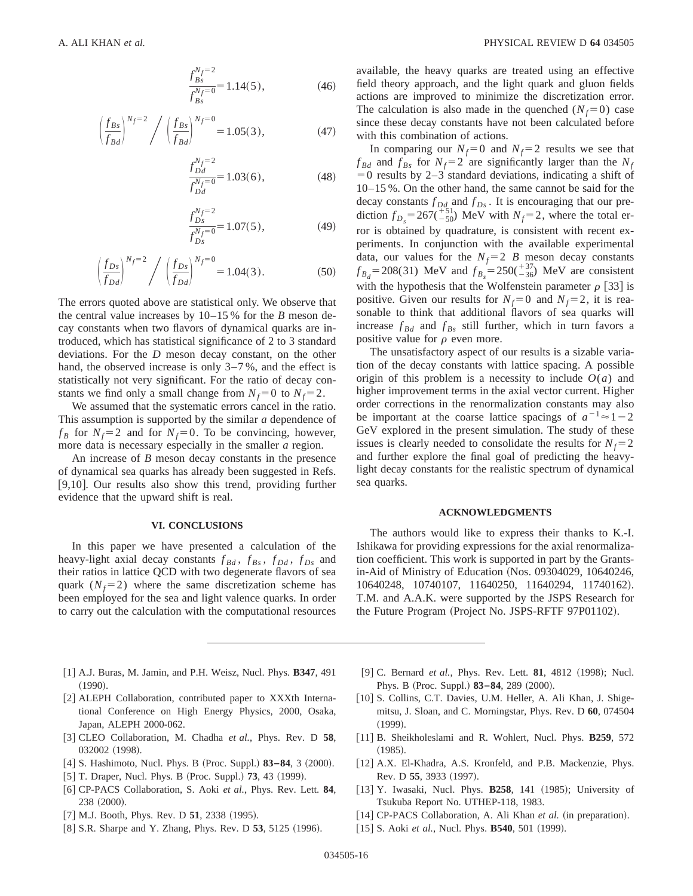$$\frac{f_{Bs}^{N_f=2}}{f_{Bs}^{N_f=0}} = 1.14(5), \tag{46}$$

$$\left(\frac{f_{Bs}}{f_{Bd}}\right)^{N_f=2} \Bigg/ \left(\frac{f_{Bs}}{f_{Bd}}\right)^{N_f=0} = 1.05(3), \tag{47}$$

$$\frac{f_{Dd}^{N_f=2}}{f_{Dd}^{N_f=0}} = 1.03(6), \tag{48}$$

$$\frac{f_{Ds}^{N_f=2}}{f_{Ds}^{N_f=0}} = 1.07(5), \tag{49}$$

$$\left(\frac{f_{Ds}}{f_{Dd}}\right)^{N_f=2} \Bigg/ \left(\frac{f_{Ds}}{f_{Dd}}\right)^{N_f=0} = 1.04(3). \tag{50}$$

The errors quoted above are statistical only. We observe that the central value increases by 10–15 % for the $B$ meson decay constants when two flavors of dynamical quarks are introduced, which has statistical significance of 2 to 3 standard deviations. For the $D$ meson decay constant, on the other hand, the observed increase is only 3–7 %, and the effect is statistically not very significant. For the ratio of decay constants we find only a small change from $N_f=0$ to $N_f=2$.

We assumed that the systematic errors cancel in the ratio. This assumption is supported by the similar $a$ dependence of $f_B$ for $N_f=2$ and for $N_f=0$. To be convincing, however, more data is necessary especially in the smaller $a$ region.

An increase of $B$ meson decay constants in the presence of dynamical sea quarks has already been suggested in Refs. [9,10]. Our results also show this trend, providing further evidence that the upward shift is real.

## VI. CONCLUSIONS

In this paper we have presented a calculation of the heavy-light axial decay constants $f_{Bd}$, $f_{Bs}$, $f_{Dd}$, $f_{Ds}$ and their ratios in lattice QCD with two degenerate flavors of sea quark ($N_f=2$) where the same discretization scheme has been employed for the sea and light valence quarks. In order to carry out the calculation with the computational resources available, the heavy quarks are treated using an effective field theory approach, and the light quark and gluon fields actions are improved to minimize the discretization error. The calculation is also made in the quenched ($N_f=0$) case since these decay constants have not been calculated before with this combination of actions.

In comparing our $N_f=0$ and $N_f=2$ results we see that $f_{Bd}$ and $f_{Bs}$ for $N_f=2$ are significantly larger than the $N_f=0$ results by 2–3 standard deviations, indicating a shift of 10–15 %. On the other hand, the same cannot be said for the decay constants $f_{Dd}$ and $f_{Ds}$. It is encouraging that our prediction $f_{D_s}=267(^{+51}_{-50})$ MeV with $N_f=2$, where the total error is obtained by quadrature, is consistent with recent experiments. In conjunction with the available experimental data, our values for the $N_f=2$ $B$ meson decay constants $f_{B_d}=208(31)$ MeV and $f_{B_s}=250(^{+37}_{-36})$ MeV are consistent with the hypothesis that the Wolfenstein parameter $\rho$ [33] is positive. Given our results for $N_f=0$ and $N_f=2$, it is reasonable to think that additional flavors of sea quarks will increase $f_{Bd}$ and $f_{Bs}$ still further, which in turn favors a positive value for $\rho$ even more.

The unsatisfactory aspect of our results is a sizable variation of the decay constants with lattice spacing. A possible origin of this problem is a necessity to include $O(a)$ and higher improvement terms in the axial vector current. Higher order corrections in the renormalization constants may also be important at the coarse lattice spacings of $a^{-1}\approx 1-2$ GeV explored in the present simulation. The study of these issues is clearly needed to consolidate the results for $N_f=2$ and further explore the final goal of predicting the heavy-light decay constants for the realistic spectrum of dynamical sea quarks.

## ACKNOWLEDGMENTS

The authors would like to express their thanks to K.-I. Ishikawa for providing expressions for the axial renormalization coefficient. This work is supported in part by the Grants-in-Aid of Ministry of Education (Nos. 09304029, 10640246, 10640248, 10740107, 11640250, 11640294, 11740162). T.M. and A.A.K. were supported by the JSPS Research for the Future Program (Project No. JSPS-RFTF 97P01102).

---

[1] A.J. Buras, M. Jamin, and P.H. Weisz, Nucl. Phys. **B347**, 491 (1990).

[2] ALEPH Collaboration, contributed paper to XXXth International Conference on High Energy Physics, 2000, Osaka, Japan, ALEPH 2000-062.

[3] CLEO Collaboration, M. Chadha *et al.*, Phys. Rev. D **58**, 032002 (1998).

[4] S. Hashimoto, Nucl. Phys. B (Proc. Suppl.) **83–84**, 3 (2000).

[5] T. Draper, Nucl. Phys. B (Proc. Suppl.) **73**, 43 (1999).

[6] CP-PACS Collaboration, S. Aoki *et al.*, Phys. Rev. Lett. **84**, 238 (2000).

[7] M.J. Booth, Phys. Rev. D **51**, 2338 (1995).

[8] S.R. Sharpe and Y. Zhang, Phys. Rev. D **53**, 5125 (1996).

[9] C. Bernard *et al.*, Phys. Rev. Lett. **81**, 4812 (1998); Nucl. Phys. B (Proc. Suppl.) **83–84**, 289 (2000).

[10] S. Collins, C.T. Davies, U.M. Heller, A. Ali Khan, J. Shigemitsu, J. Sloan, and C. Morningstar, Phys. Rev. D **60**, 074504 (1999).

[11] B. Sheikholeslami and R. Wohlert, Nucl. Phys. **B259**, 572 (1985).

[12] A.X. El-Khadra, A.S. Kronfeld, and P.B. Mackenzie, Phys. Rev. D **55**, 3933 (1997).

[13] Y. Iwasaki, Nucl. Phys. **B258**, 141 (1985); University of Tsukuba Report No. UTHEP-118, 1983.

[14] CP-PACS Collaboration, A. Ali Khan *et al.* (in preparation).

[15] S. Aoki *et al.*, Nucl. Phys. **B540**, 501 (1999).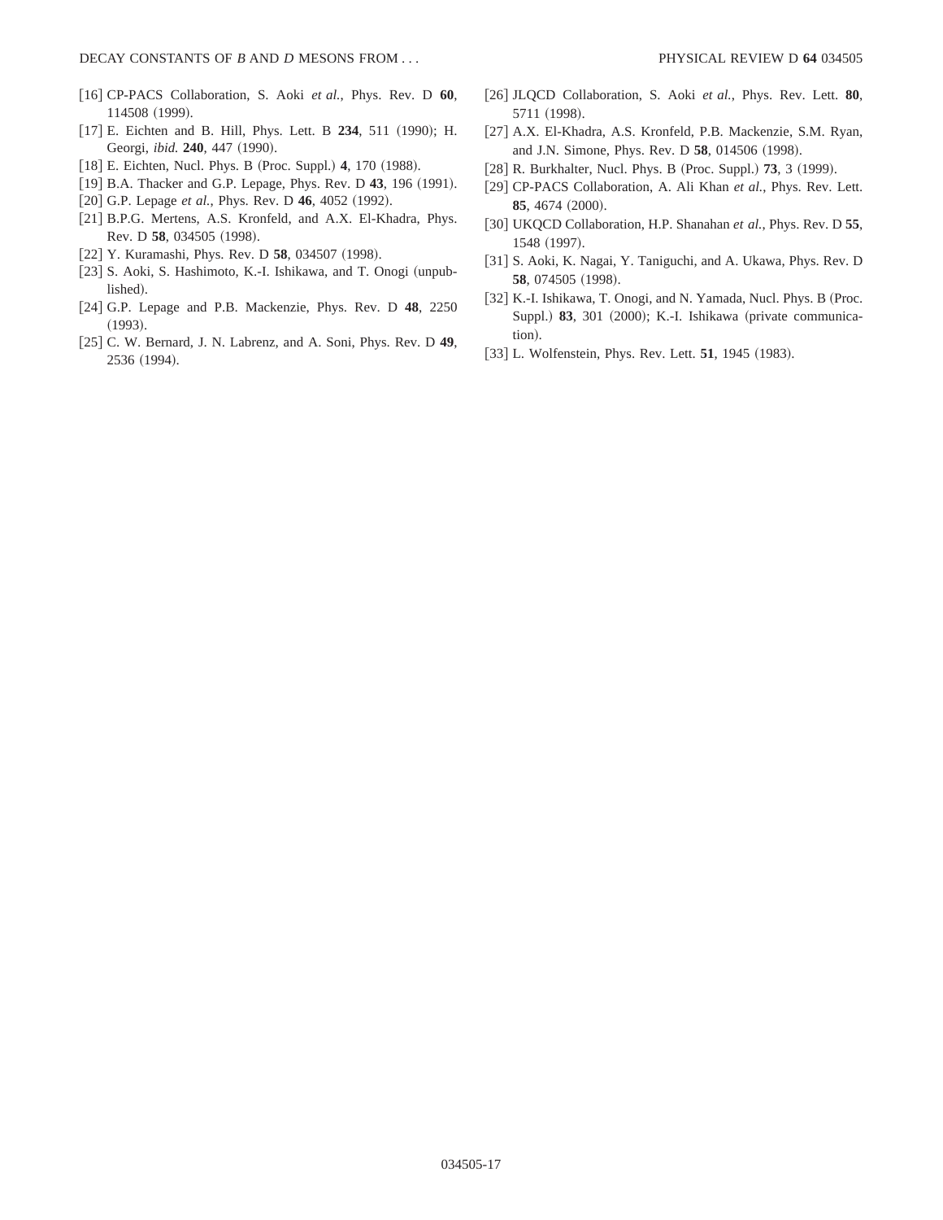[16] CP-PACS Collaboration, S. Aoki *et al.*, Phys. Rev. D **60**, 114508 (1999).

[17] E. Eichten and B. Hill, Phys. Lett. B **234**, 511 (1990); H. Georgi, *ibid.* **240**, 447 (1990).

[18] E. Eichten, Nucl. Phys. B (Proc. Suppl.) **4**, 170 (1988).

[19] B.A. Thacker and G.P. Lepage, Phys. Rev. D **43**, 196 (1991).

[20] G.P. Lepage *et al.*, Phys. Rev. D **46**, 4052 (1992).

[21] B.P.G. Mertens, A.S. Kronfeld, and A.X. El-Khadra, Phys. Rev. D **58**, 034505 (1998).

[22] Y. Kuramashi, Phys. Rev. D **58**, 034507 (1998).

[23] S. Aoki, S. Hashimoto, K.-I. Ishikawa, and T. Onogi (unpublished).

[24] G.P. Lepage and P.B. Mackenzie, Phys. Rev. D **48**, 2250 (1993).

[25] C. W. Bernard, J. N. Labrenz, and A. Soni, Phys. Rev. D **49**, 2536 (1994).

[26] JLQCD Collaboration, S. Aoki *et al.*, Phys. Rev. Lett. **80**, 5711 (1998).

[27] A.X. El-Khadra, A.S. Kronfeld, P.B. Mackenzie, S.M. Ryan, and J.N. Simone, Phys. Rev. D **58**, 014506 (1998).

[28] R. Burkhalter, Nucl. Phys. B (Proc. Suppl.) **73**, 3 (1999).

[29] CP-PACS Collaboration, A. Ali Khan *et al.*, Phys. Rev. Lett. **85**, 4674 (2000).

[30] UKQCD Collaboration, H.P. Shanahan *et al.*, Phys. Rev. D **55**, 1548 (1997).

[31] S. Aoki, K. Nagai, Y. Taniguchi, and A. Ukawa, Phys. Rev. D **58**, 074505 (1998).

[32] K.-I. Ishikawa, T. Onogi, and N. Yamada, Nucl. Phys. B (Proc. Suppl.) **83**, 301 (2000); K.-I. Ishikawa (private communication).

[33] L. Wolfenstein, Phys. Rev. Lett. **51**, 1945 (1983).